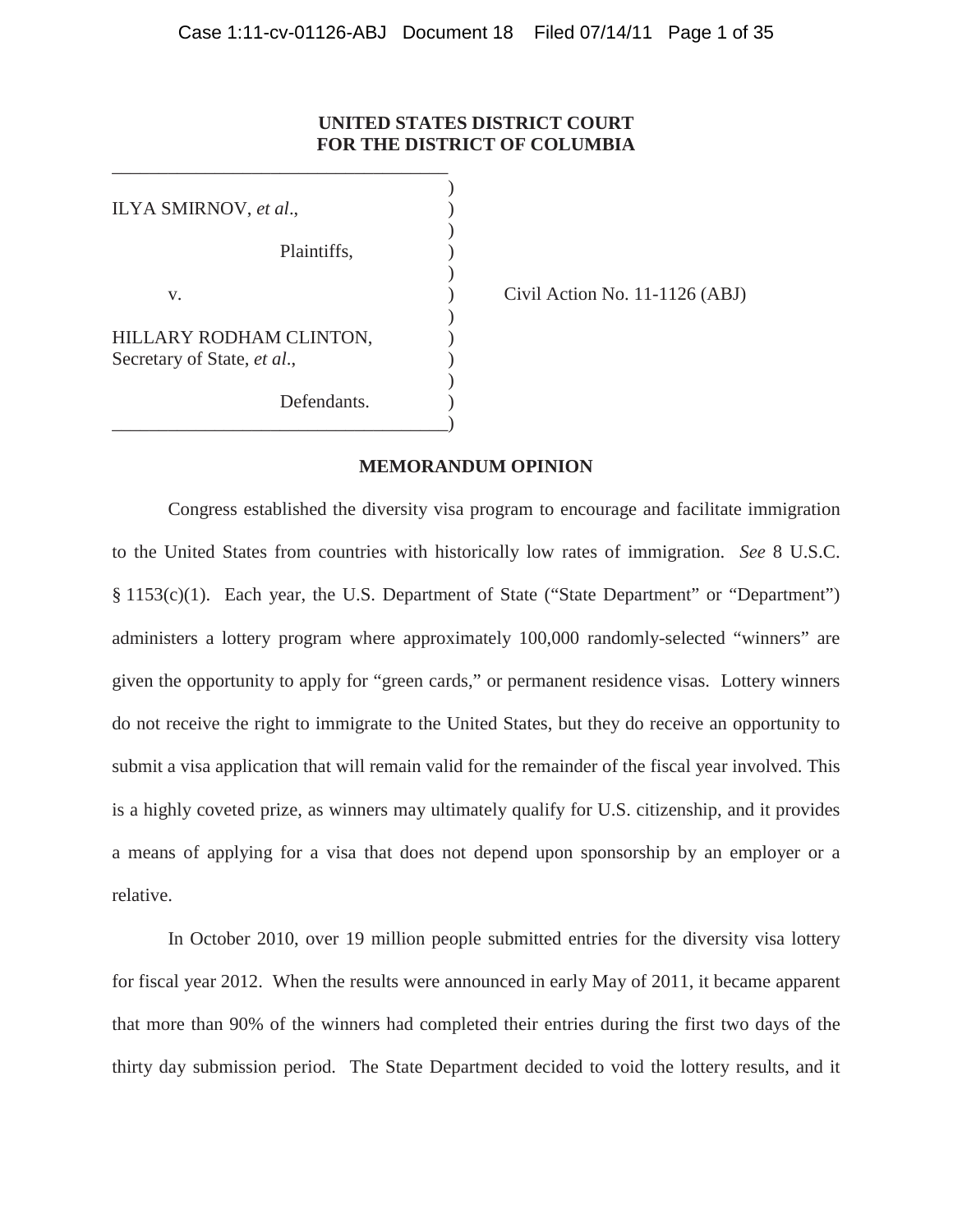**UNITED STATES DISTRICT COURT**
**FOR THE DISTRICT OF COLUMBIA**

ILYA SMIRNOV, *et al*.,

Plaintiffs,

v.

HILLARY RODHAM CLINTON, Secretary of State, *et al*.,

Defendants.

Civil Action No. 11-1126 (ABJ)

**MEMORANDUM OPINION**

Congress established the diversity visa program to encourage and facilitate immigration to the United States from countries with historically low rates of immigration. *See* 8 U.S.C. § 1153(c)(1). Each year, the U.S. Department of State ("State Department" or "Department") administers a lottery program where approximately 100,000 randomly-selected "winners" are given the opportunity to apply for "green cards," or permanent residence visas. Lottery winners do not receive the right to immigrate to the United States, but they do receive an opportunity to submit a visa application that will remain valid for the remainder of the fiscal year involved. This is a highly coveted prize, as winners may ultimately qualify for U.S. citizenship, and it provides a means of applying for a visa that does not depend upon sponsorship by an employer or a relative.

In October 2010, over 19 million people submitted entries for the diversity visa lottery for fiscal year 2012. When the results were announced in early May of 2011, it became apparent that more than 90% of the winners had completed their entries during the first two days of the thirty day submission period. The State Department decided to void the lottery results, and it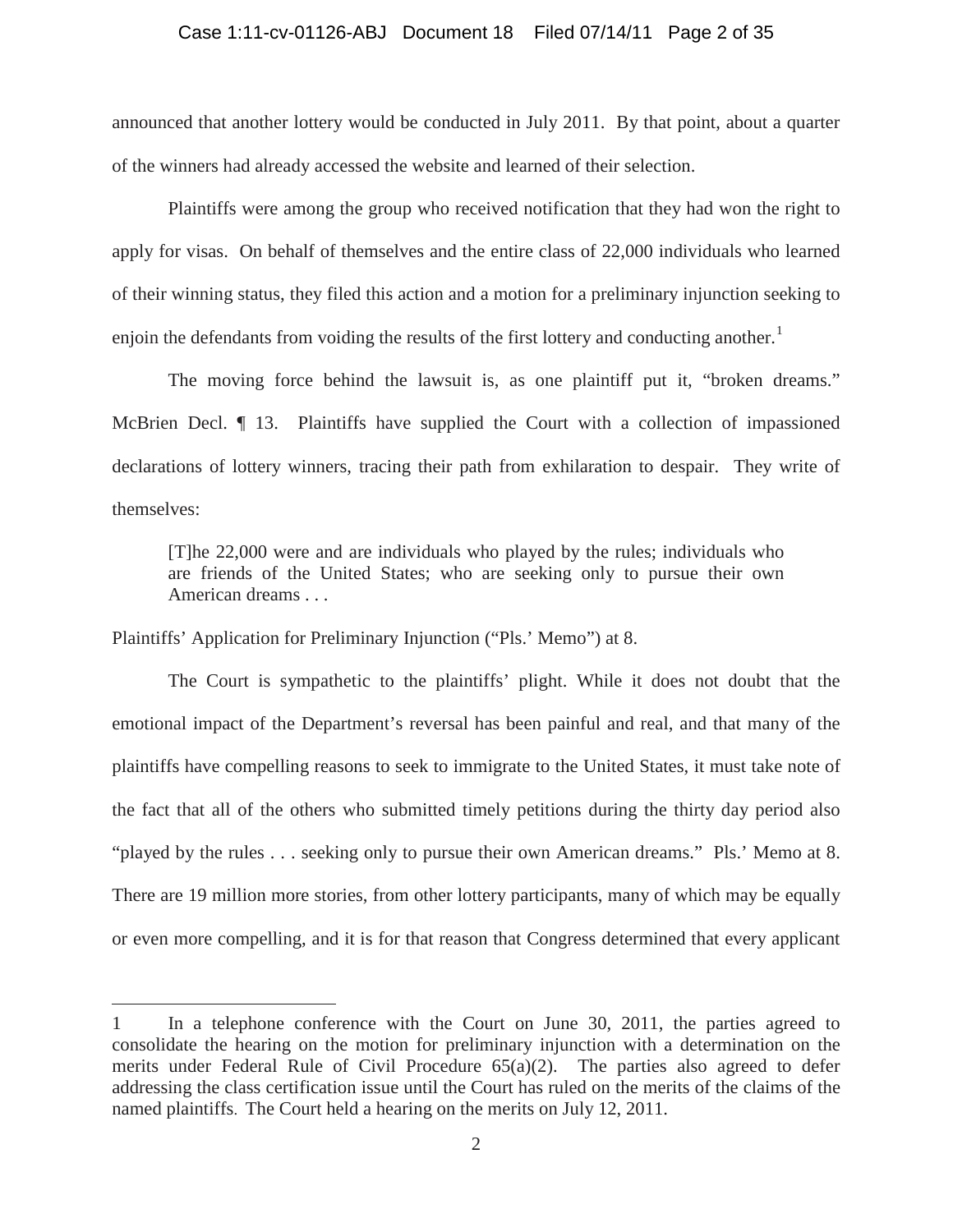announced that another lottery would be conducted in July 2011. By that point, about a quarter of the winners had already accessed the website and learned of their selection.

Plaintiffs were among the group who received notification that they had won the right to apply for visas. On behalf of themselves and the entire class of 22,000 individuals who learned of their winning status, they filed this action and a motion for a preliminary injunction seeking to enjoin the defendants from voiding the results of the first lottery and conducting another.[1]

The moving force behind the lawsuit is, as one plaintiff put it, "broken dreams." McBrien Decl. ¶ 13. Plaintiffs have supplied the Court with a collection of impassioned declarations of lottery winners, tracing their path from exhilaration to despair. They write of themselves:

> [T]he 22,000 were and are individuals who played by the rules; individuals who are friends of the United States; who are seeking only to pursue their own American dreams . . .

Plaintiffs' Application for Preliminary Injunction ("Pls.' Memo") at 8.

The Court is sympathetic to the plaintiffs' plight. While it does not doubt that the emotional impact of the Department's reversal has been painful and real, and that many of the plaintiffs have compelling reasons to seek to immigrate to the United States, it must take note of the fact that all of the others who submitted timely petitions during the thirty day period also "played by the rules . . . seeking only to pursue their own American dreams." Pls.' Memo at 8. There are 19 million more stories, from other lottery participants, many of which may be equally or even more compelling, and it is for that reason that Congress determined that every applicant

---

1 In a telephone conference with the Court on June 30, 2011, the parties agreed to consolidate the hearing on the motion for preliminary injunction with a determination on the merits under Federal Rule of Civil Procedure 65(a)(2). The parties also agreed to defer addressing the class certification issue until the Court has ruled on the merits of the claims of the named plaintiffs. The Court held a hearing on the merits on July 12, 2011.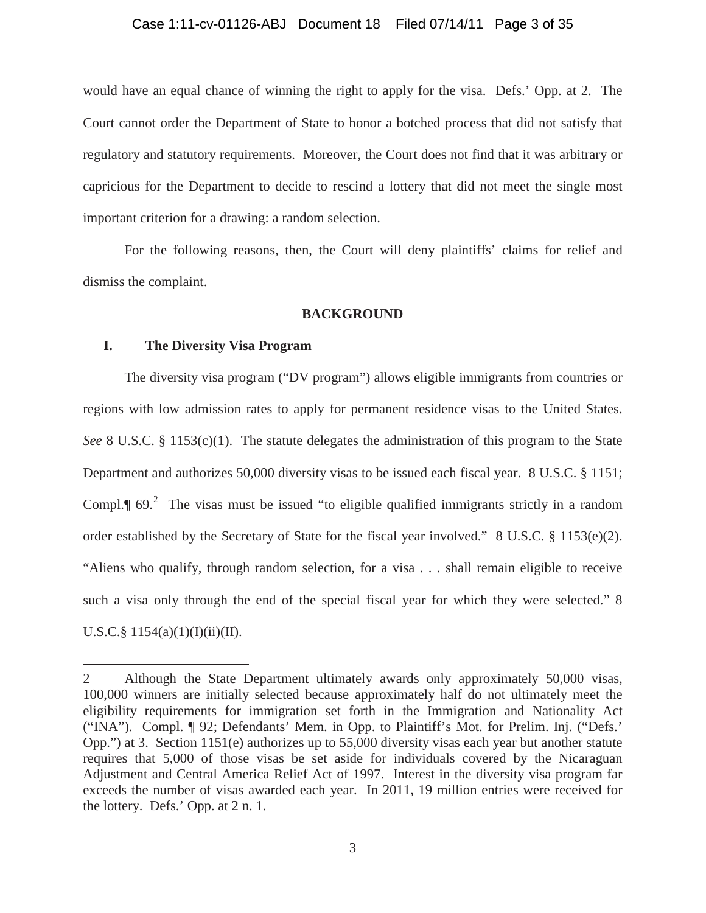would have an equal chance of winning the right to apply for the visa. Defs.' Opp. at 2. The Court cannot order the Department of State to honor a botched process that did not satisfy that regulatory and statutory requirements. Moreover, the Court does not find that it was arbitrary or capricious for the Department to decide to rescind a lottery that did not meet the single most important criterion for a drawing: a random selection.

For the following reasons, then, the Court will deny plaintiffs' claims for relief and dismiss the complaint.

## BACKGROUND

### I. The Diversity Visa Program

The diversity visa program ("DV program") allows eligible immigrants from countries or regions with low admission rates to apply for permanent residence visas to the United States. *See* 8 U.S.C. § 1153(c)(1). The statute delegates the administration of this program to the State Department and authorizes 50,000 diversity visas to be issued each fiscal year. 8 U.S.C. § 1151; Compl.¶ 69.[2] The visas must be issued "to eligible qualified immigrants strictly in a random order established by the Secretary of State for the fiscal year involved." 8 U.S.C. § 1153(e)(2). "Aliens who qualify, through random selection, for a visa . . . shall remain eligible to receive such a visa only through the end of the special fiscal year for which they were selected." 8 U.S.C.§ 1154(a)(1)(I)(ii)(II).

---

2 Although the State Department ultimately awards only approximately 50,000 visas, 100,000 winners are initially selected because approximately half do not ultimately meet the eligibility requirements for immigration set forth in the Immigration and Nationality Act ("INA"). Compl. ¶ 92; Defendants' Mem. in Opp. to Plaintiff's Mot. for Prelim. Inj. ("Defs.' Opp.") at 3. Section 1151(e) authorizes up to 55,000 diversity visas each year but another statute requires that 5,000 of those visas be set aside for individuals covered by the Nicaraguan Adjustment and Central America Relief Act of 1997. Interest in the diversity visa program far exceeds the number of visas awarded each year. In 2011, 19 million entries were received for the lottery. Defs.' Opp. at 2 n. 1.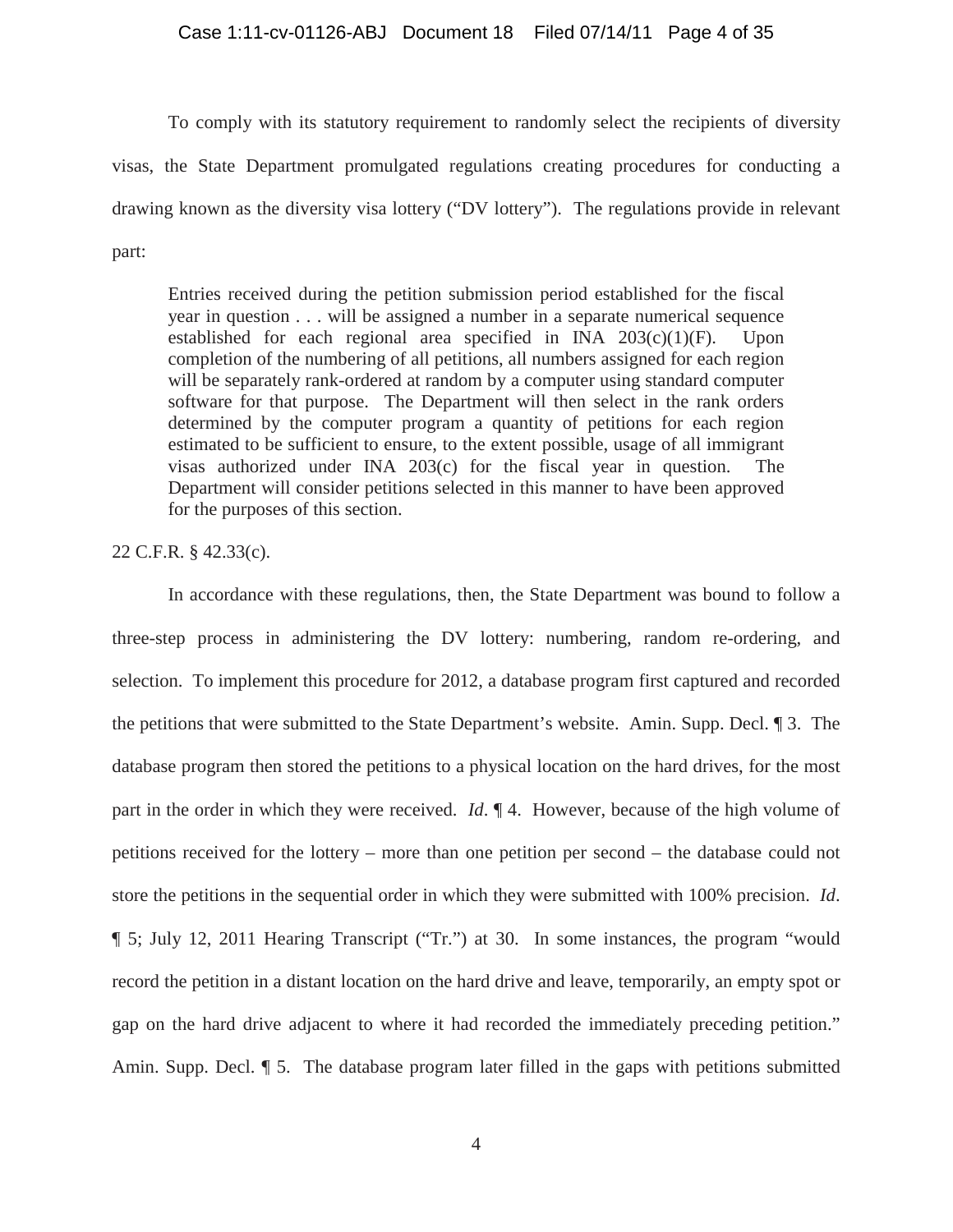To comply with its statutory requirement to randomly select the recipients of diversity visas, the State Department promulgated regulations creating procedures for conducting a drawing known as the diversity visa lottery ("DV lottery"). The regulations provide in relevant part:

> Entries received during the petition submission period established for the fiscal year in question . . . will be assigned a number in a separate numerical sequence established for each regional area specified in INA 203(c)(1)(F). Upon completion of the numbering of all petitions, all numbers assigned for each region will be separately rank-ordered at random by a computer using standard computer software for that purpose. The Department will then select in the rank orders determined by the computer program a quantity of petitions for each region estimated to be sufficient to ensure, to the extent possible, usage of all immigrant visas authorized under INA 203(c) for the fiscal year in question. The Department will consider petitions selected in this manner to have been approved for the purposes of this section.

22 C.F.R. § 42.33(c).

In accordance with these regulations, then, the State Department was bound to follow a three-step process in administering the DV lottery: numbering, random re-ordering, and selection. To implement this procedure for 2012, a database program first captured and recorded the petitions that were submitted to the State Department's website. Amin. Supp. Decl. ¶ 3. The database program then stored the petitions to a physical location on the hard drives, for the most part in the order in which they were received. *Id*. ¶ 4. However, because of the high volume of petitions received for the lottery – more than one petition per second – the database could not store the petitions in the sequential order in which they were submitted with 100% precision. *Id*. ¶ 5; July 12, 2011 Hearing Transcript ("Tr.") at 30. In some instances, the program "would record the petition in a distant location on the hard drive and leave, temporarily, an empty spot or gap on the hard drive adjacent to where it had recorded the immediately preceding petition." Amin. Supp. Decl. ¶ 5. The database program later filled in the gaps with petitions submitted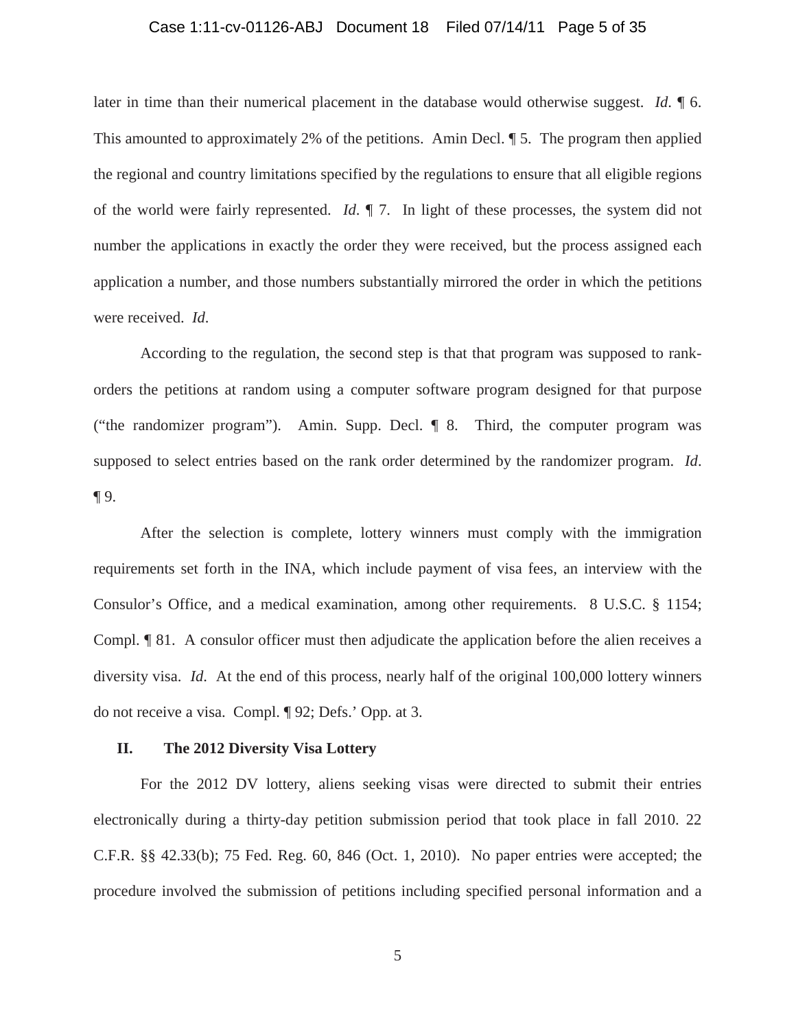later in time than their numerical placement in the database would otherwise suggest. *Id*. ¶ 6. This amounted to approximately 2% of the petitions. Amin Decl. ¶ 5. The program then applied the regional and country limitations specified by the regulations to ensure that all eligible regions of the world were fairly represented. *Id*. ¶ 7. In light of these processes, the system did not number the applications in exactly the order they were received, but the process assigned each application a number, and those numbers substantially mirrored the order in which the petitions were received. *Id*.

According to the regulation, the second step is that that program was supposed to rank-orders the petitions at random using a computer software program designed for that purpose ("the randomizer program"). Amin. Supp. Decl. ¶ 8. Third, the computer program was supposed to select entries based on the rank order determined by the randomizer program. *Id*. ¶ 9.

After the selection is complete, lottery winners must comply with the immigration requirements set forth in the INA, which include payment of visa fees, an interview with the Consulor's Office, and a medical examination, among other requirements. 8 U.S.C. § 1154; Compl. ¶ 81. A consulor officer must then adjudicate the application before the alien receives a diversity visa. *Id*. At the end of this process, nearly half of the original 100,000 lottery winners do not receive a visa. Compl. ¶ 92; Defs.' Opp. at 3.

## II. The 2012 Diversity Visa Lottery

For the 2012 DV lottery, aliens seeking visas were directed to submit their entries electronically during a thirty-day petition submission period that took place in fall 2010. 22 C.F.R. §§ 42.33(b); 75 Fed. Reg. 60, 846 (Oct. 1, 2010). No paper entries were accepted; the procedure involved the submission of petitions including specified personal information and a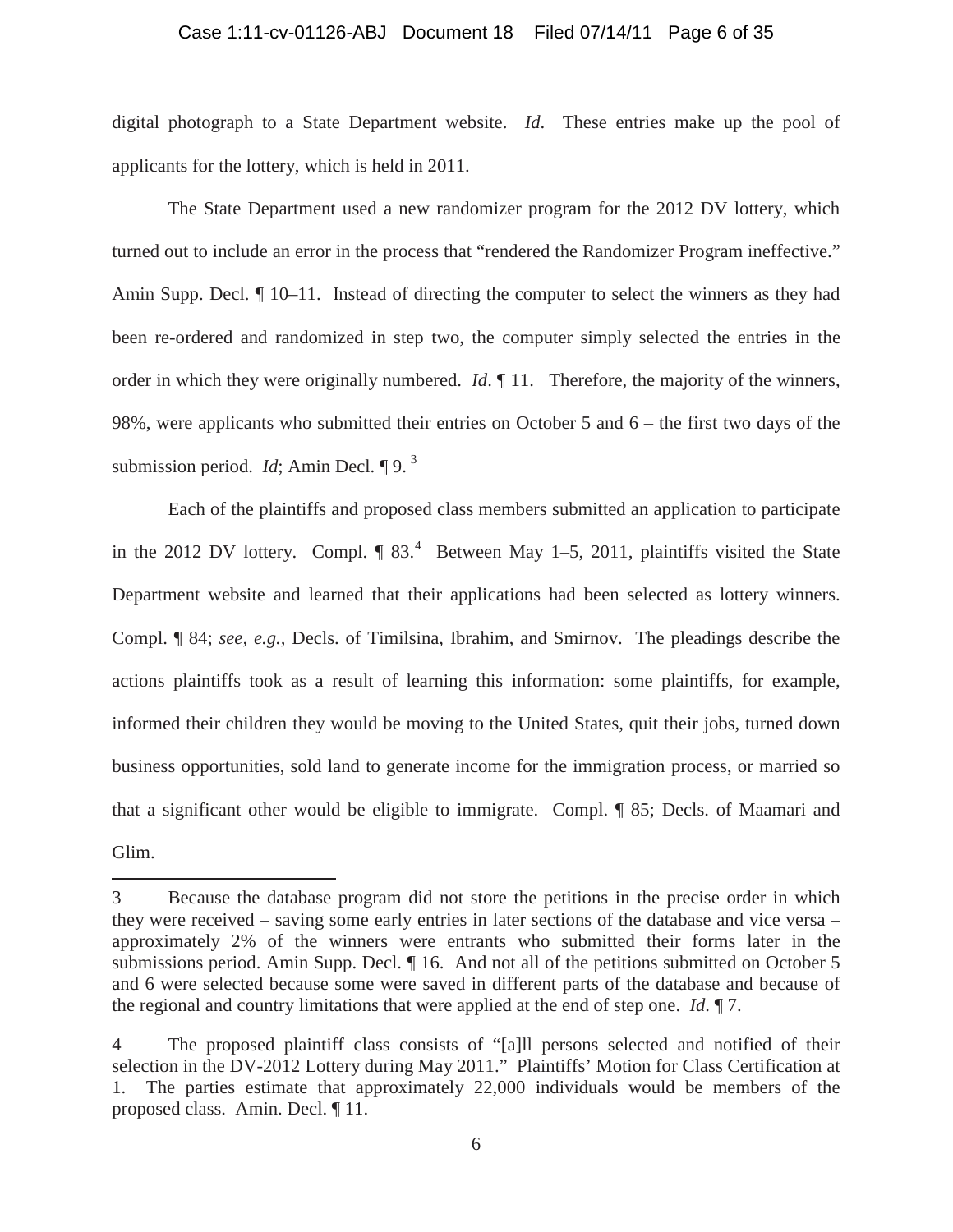digital photograph to a State Department website. *Id*. These entries make up the pool of applicants for the lottery, which is held in 2011.

The State Department used a new randomizer program for the 2012 DV lottery, which turned out to include an error in the process that "rendered the Randomizer Program ineffective." Amin Supp. Decl. ¶ 10–11. Instead of directing the computer to select the winners as they had been re-ordered and randomized in step two, the computer simply selected the entries in the order in which they were originally numbered. *Id*. ¶ 11. Therefore, the majority of the winners, 98%, were applicants who submitted their entries on October 5 and 6 – the first two days of the submission period. *Id*; Amin Decl. ¶ 9. [3]

Each of the plaintiffs and proposed class members submitted an application to participate in the 2012 DV lottery. Compl. ¶ 83.[4] Between May 1–5, 2011, plaintiffs visited the State Department website and learned that their applications had been selected as lottery winners. Compl. ¶ 84; *see, e.g.*, Decls. of Timilsina, Ibrahim, and Smirnov. The pleadings describe the actions plaintiffs took as a result of learning this information: some plaintiffs, for example, informed their children they would be moving to the United States, quit their jobs, turned down business opportunities, sold land to generate income for the immigration process, or married so that a significant other would be eligible to immigrate. Compl. ¶ 85; Decls. of Maamari and Glim.

---

3 Because the database program did not store the petitions in the precise order in which they were received – saving some early entries in later sections of the database and vice versa – approximately 2% of the winners were entrants who submitted their forms later in the submissions period. Amin Supp. Decl. ¶ 16. And not all of the petitions submitted on October 5 and 6 were selected because some were saved in different parts of the database and because of the regional and country limitations that were applied at the end of step one. *Id*. ¶ 7.

4 The proposed plaintiff class consists of "[a]ll persons selected and notified of their selection in the DV-2012 Lottery during May 2011." Plaintiffs' Motion for Class Certification at 1. The parties estimate that approximately 22,000 individuals would be members of the proposed class. Amin. Decl. ¶ 11.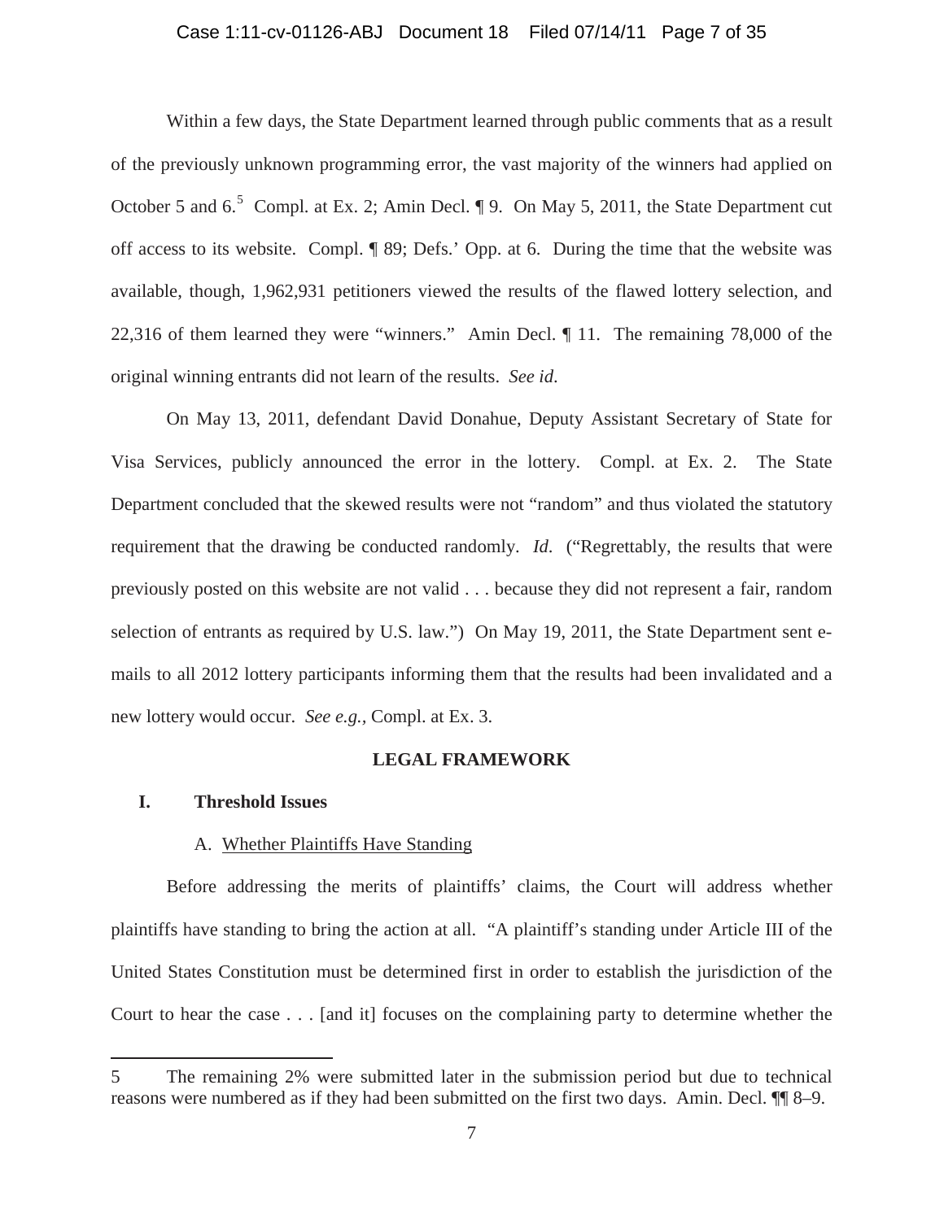Within a few days, the State Department learned through public comments that as a result of the previously unknown programming error, the vast majority of the winners had applied on October 5 and 6.[5] Compl. at Ex. 2; Amin Decl. ¶ 9. On May 5, 2011, the State Department cut off access to its website. Compl. ¶ 89; Defs.' Opp. at 6. During the time that the website was available, though, 1,962,931 petitioners viewed the results of the flawed lottery selection, and 22,316 of them learned they were "winners." Amin Decl. ¶ 11. The remaining 78,000 of the original winning entrants did not learn of the results. *See id.*

On May 13, 2011, defendant David Donahue, Deputy Assistant Secretary of State for Visa Services, publicly announced the error in the lottery. Compl. at Ex. 2. The State Department concluded that the skewed results were not "random" and thus violated the statutory requirement that the drawing be conducted randomly. *Id.* ("Regrettably, the results that were previously posted on this website are not valid . . . because they did not represent a fair, random selection of entrants as required by U.S. law.") On May 19, 2011, the State Department sent e-mails to all 2012 lottery participants informing them that the results had been invalidated and a new lottery would occur. *See e.g.,* Compl. at Ex. 3.

## LEGAL FRAMEWORK

### I. Threshold Issues

#### A. Whether Plaintiffs Have Standing

Before addressing the merits of plaintiffs' claims, the Court will address whether plaintiffs have standing to bring the action at all. "A plaintiff's standing under Article III of the United States Constitution must be determined first in order to establish the jurisdiction of the Court to hear the case . . . [and it] focuses on the complaining party to determine whether the

---

5 The remaining 2% were submitted later in the submission period but due to technical reasons were numbered as if they had been submitted on the first two days. Amin. Decl. ¶¶ 8–9.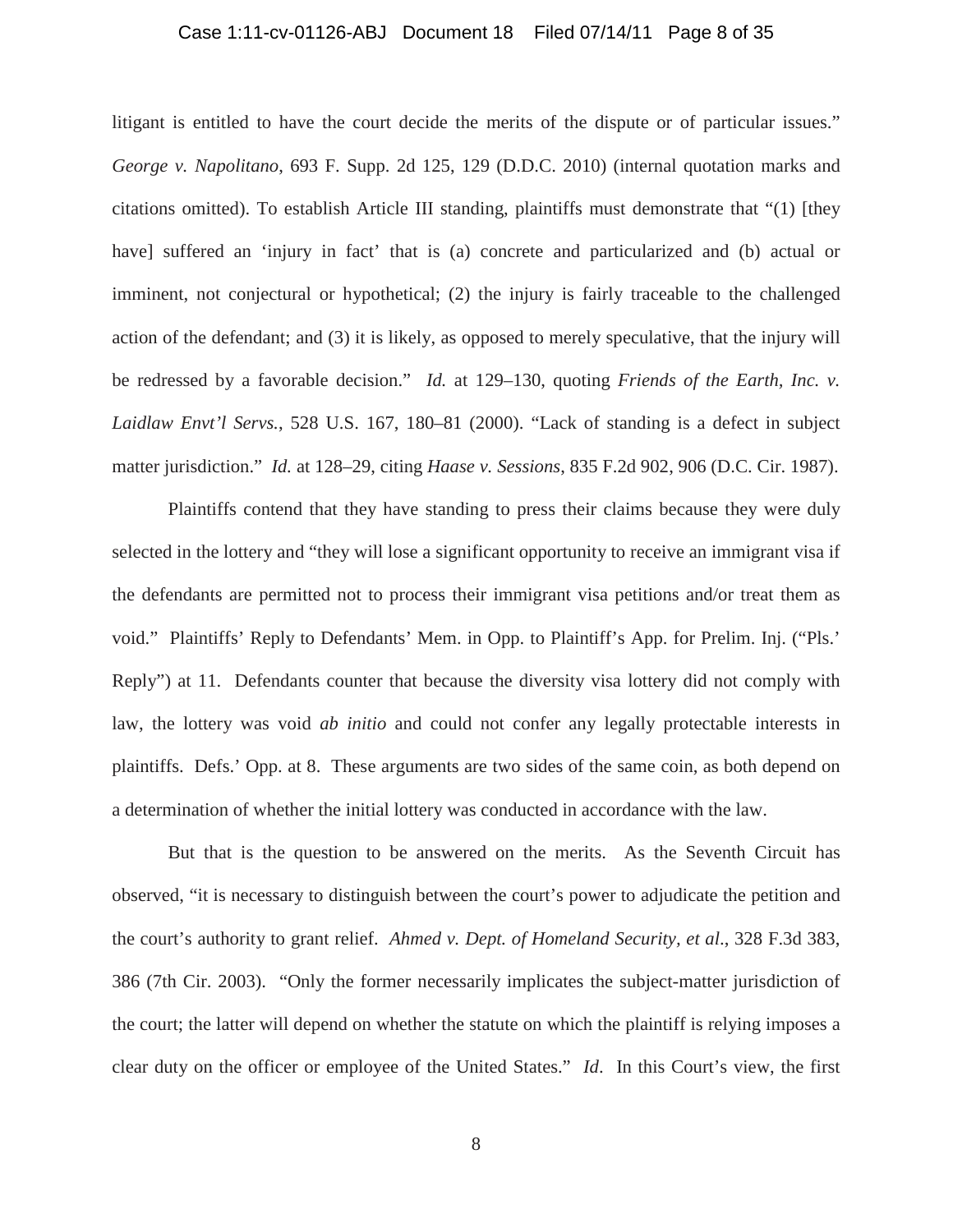litigant is entitled to have the court decide the merits of the dispute or of particular issues." *George v. Napolitano*, 693 F. Supp. 2d 125, 129 (D.D.C. 2010) (internal quotation marks and citations omitted). To establish Article III standing, plaintiffs must demonstrate that "(1) [they have] suffered an 'injury in fact' that is (a) concrete and particularized and (b) actual or imminent, not conjectural or hypothetical; (2) the injury is fairly traceable to the challenged action of the defendant; and (3) it is likely, as opposed to merely speculative, that the injury will be redressed by a favorable decision." *Id.* at 129–130, quoting *Friends of the Earth, Inc. v. Laidlaw Envt'l Servs.*, 528 U.S. 167, 180–81 (2000). "Lack of standing is a defect in subject matter jurisdiction." *Id.* at 128–29, citing *Haase v. Sessions*, 835 F.2d 902, 906 (D.C. Cir. 1987).

Plaintiffs contend that they have standing to press their claims because they were duly selected in the lottery and "they will lose a significant opportunity to receive an immigrant visa if the defendants are permitted not to process their immigrant visa petitions and/or treat them as void." Plaintiffs' Reply to Defendants' Mem. in Opp. to Plaintiff's App. for Prelim. Inj. ("Pls.' Reply") at 11. Defendants counter that because the diversity visa lottery did not comply with law, the lottery was void *ab initio* and could not confer any legally protectable interests in plaintiffs. Defs.' Opp. at 8. These arguments are two sides of the same coin, as both depend on a determination of whether the initial lottery was conducted in accordance with the law.

But that is the question to be answered on the merits. As the Seventh Circuit has observed, "it is necessary to distinguish between the court's power to adjudicate the petition and the court's authority to grant relief. *Ahmed v. Dept. of Homeland Security, et al*., 328 F.3d 383, 386 (7th Cir. 2003). "Only the former necessarily implicates the subject-matter jurisdiction of the court; the latter will depend on whether the statute on which the plaintiff is relying imposes a clear duty on the officer or employee of the United States." *Id*. In this Court's view, the first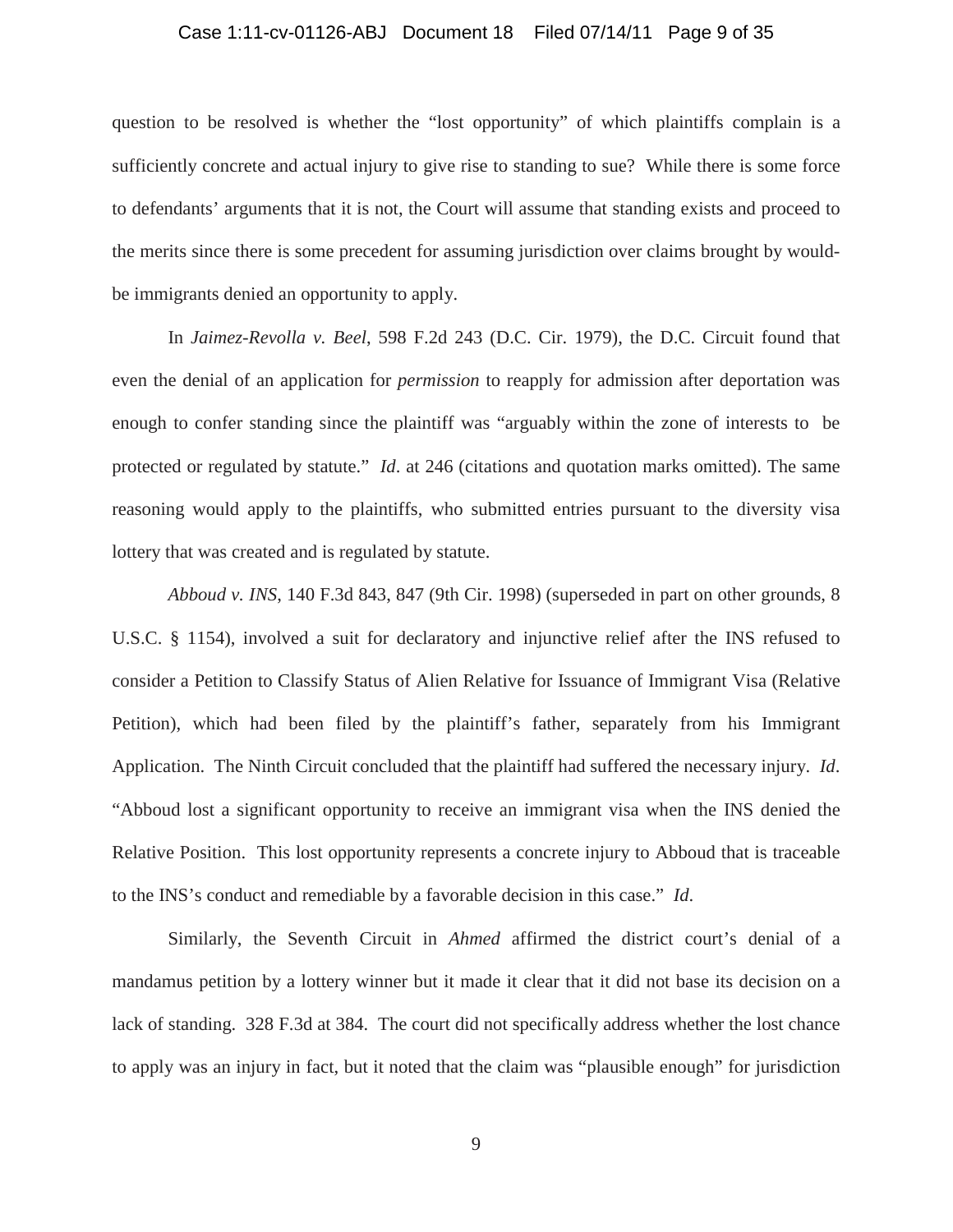question to be resolved is whether the "lost opportunity" of which plaintiffs complain is a sufficiently concrete and actual injury to give rise to standing to sue? While there is some force to defendants' arguments that it is not, the Court will assume that standing exists and proceed to the merits since there is some precedent for assuming jurisdiction over claims brought by would-be immigrants denied an opportunity to apply.

In *Jaimez-Revolla v. Beel*, 598 F.2d 243 (D.C. Cir. 1979), the D.C. Circuit found that even the denial of an application for *permission* to reapply for admission after deportation was enough to confer standing since the plaintiff was "arguably within the zone of interests to be protected or regulated by statute." *Id*. at 246 (citations and quotation marks omitted). The same reasoning would apply to the plaintiffs, who submitted entries pursuant to the diversity visa lottery that was created and is regulated by statute.

*Abboud v. INS*, 140 F.3d 843, 847 (9th Cir. 1998) (superseded in part on other grounds, 8 U.S.C. § 1154), involved a suit for declaratory and injunctive relief after the INS refused to consider a Petition to Classify Status of Alien Relative for Issuance of Immigrant Visa (Relative Petition), which had been filed by the plaintiff's father, separately from his Immigrant Application. The Ninth Circuit concluded that the plaintiff had suffered the necessary injury. *Id*. "Abboud lost a significant opportunity to receive an immigrant visa when the INS denied the Relative Position. This lost opportunity represents a concrete injury to Abboud that is traceable to the INS's conduct and remediable by a favorable decision in this case." *Id*.

Similarly, the Seventh Circuit in *Ahmed* affirmed the district court's denial of a mandamus petition by a lottery winner but it made it clear that it did not base its decision on a lack of standing. 328 F.3d at 384. The court did not specifically address whether the lost chance to apply was an injury in fact, but it noted that the claim was "plausible enough" for jurisdiction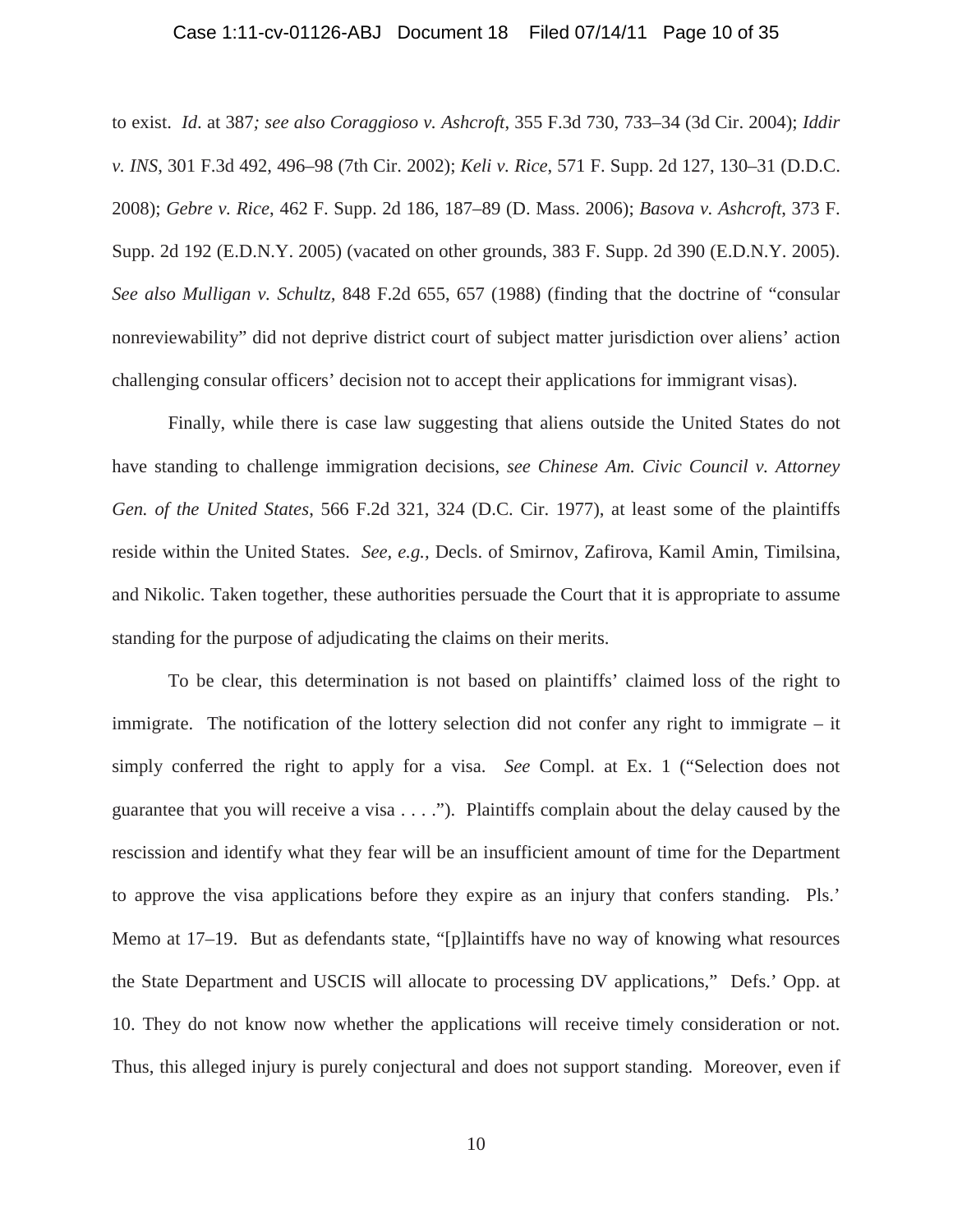to exist. *Id.* at 387*; see also Coraggioso v. Ashcroft*, 355 F.3d 730, 733–34 (3d Cir. 2004); *Iddir v. INS*, 301 F.3d 492, 496–98 (7th Cir. 2002); *Keli v. Rice*, 571 F. Supp. 2d 127, 130–31 (D.D.C. 2008); *Gebre v. Rice*, 462 F. Supp. 2d 186, 187–89 (D. Mass. 2006); *Basova v. Ashcroft*, 373 F. Supp. 2d 192 (E.D.N.Y. 2005) (vacated on other grounds, 383 F. Supp. 2d 390 (E.D.N.Y. 2005). *See also Mulligan v. Schultz*, 848 F.2d 655, 657 (1988) (finding that the doctrine of "consular nonreviewability" did not deprive district court of subject matter jurisdiction over aliens' action challenging consular officers' decision not to accept their applications for immigrant visas).

Finally, while there is case law suggesting that aliens outside the United States do not have standing to challenge immigration decisions, *see Chinese Am. Civic Council v. Attorney Gen. of the United States*, 566 F.2d 321, 324 (D.C. Cir. 1977), at least some of the plaintiffs reside within the United States. *See, e.g.,* Decls. of Smirnov, Zafirova, Kamil Amin, Timilsina, and Nikolic. Taken together, these authorities persuade the Court that it is appropriate to assume standing for the purpose of adjudicating the claims on their merits.

To be clear, this determination is not based on plaintiffs' claimed loss of the right to immigrate. The notification of the lottery selection did not confer any right to immigrate – it simply conferred the right to apply for a visa. *See* Compl. at Ex. 1 ("Selection does not guarantee that you will receive a visa . . . ."). Plaintiffs complain about the delay caused by the rescission and identify what they fear will be an insufficient amount of time for the Department to approve the visa applications before they expire as an injury that confers standing. Pls.' Memo at 17–19. But as defendants state, "[p]laintiffs have no way of knowing what resources the State Department and USCIS will allocate to processing DV applications," Defs.' Opp. at 10. They do not know now whether the applications will receive timely consideration or not. Thus, this alleged injury is purely conjectural and does not support standing. Moreover, even if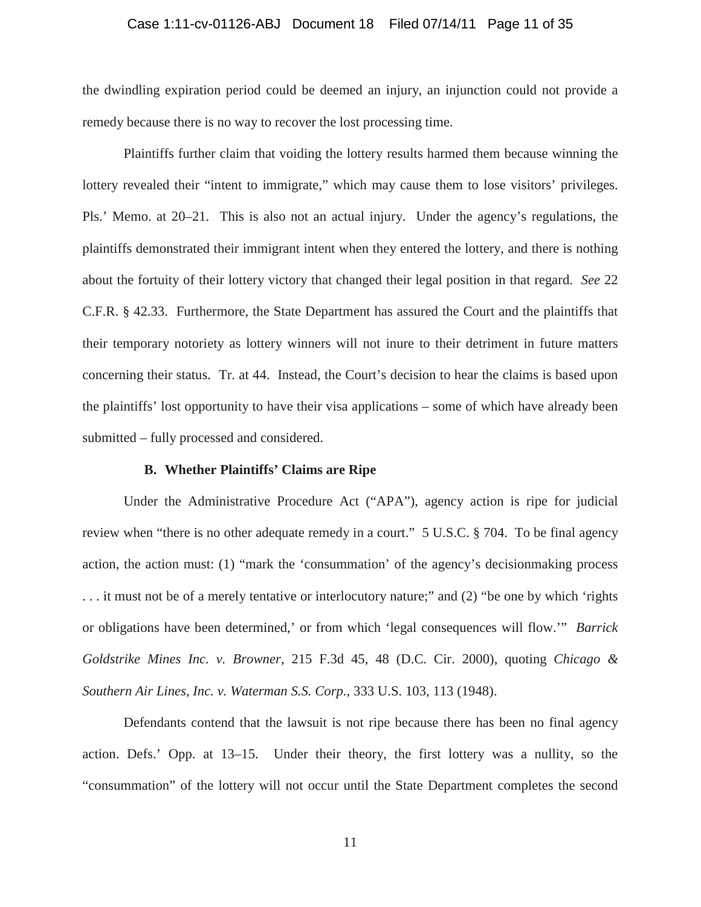the dwindling expiration period could be deemed an injury, an injunction could not provide a remedy because there is no way to recover the lost processing time.

Plaintiffs further claim that voiding the lottery results harmed them because winning the lottery revealed their "intent to immigrate," which may cause them to lose visitors' privileges. Pls.' Memo. at 20–21. This is also not an actual injury. Under the agency's regulations, the plaintiffs demonstrated their immigrant intent when they entered the lottery, and there is nothing about the fortuity of their lottery victory that changed their legal position in that regard. *See* 22 C.F.R. § 42.33. Furthermore, the State Department has assured the Court and the plaintiffs that their temporary notoriety as lottery winners will not inure to their detriment in future matters concerning their status. Tr. at 44. Instead, the Court's decision to hear the claims is based upon the plaintiffs' lost opportunity to have their visa applications – some of which have already been submitted – fully processed and considered.

### B. Whether Plaintiffs' Claims are Ripe

Under the Administrative Procedure Act ("APA"), agency action is ripe for judicial review when "there is no other adequate remedy in a court." 5 U.S.C. § 704. To be final agency action, the action must: (1) "mark the 'consummation' of the agency's decisionmaking process . . . it must not be of a merely tentative or interlocutory nature;" and (2) "be one by which 'rights or obligations have been determined,' or from which 'legal consequences will flow.'" *Barrick Goldstrike Mines Inc. v. Browner*, 215 F.3d 45, 48 (D.C. Cir. 2000), quoting *Chicago & Southern Air Lines, Inc. v. Waterman S.S. Corp.*, 333 U.S. 103, 113 (1948).

Defendants contend that the lawsuit is not ripe because there has been no final agency action. Defs.' Opp. at 13–15. Under their theory, the first lottery was a nullity, so the "consummation" of the lottery will not occur until the State Department completes the second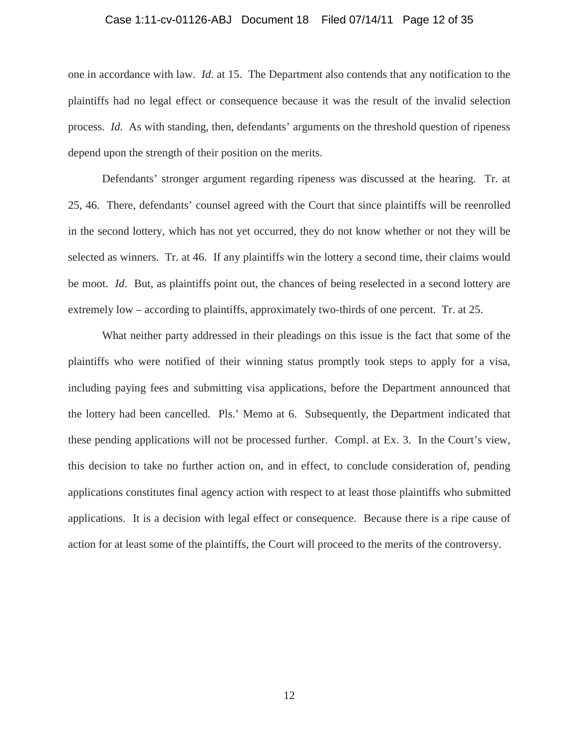one in accordance with law. *Id*. at 15. The Department also contends that any notification to the plaintiffs had no legal effect or consequence because it was the result of the invalid selection process. *Id*. As with standing, then, defendants' arguments on the threshold question of ripeness depend upon the strength of their position on the merits.

Defendants' stronger argument regarding ripeness was discussed at the hearing. Tr. at 25, 46. There, defendants' counsel agreed with the Court that since plaintiffs will be reenrolled in the second lottery, which has not yet occurred, they do not know whether or not they will be selected as winners. Tr. at 46. If any plaintiffs win the lottery a second time, their claims would be moot. *Id*. But, as plaintiffs point out, the chances of being reselected in a second lottery are extremely low – according to plaintiffs, approximately two-thirds of one percent. Tr. at 25.

What neither party addressed in their pleadings on this issue is the fact that some of the plaintiffs who were notified of their winning status promptly took steps to apply for a visa, including paying fees and submitting visa applications, before the Department announced that the lottery had been cancelled. Pls.' Memo at 6. Subsequently, the Department indicated that these pending applications will not be processed further. Compl. at Ex. 3. In the Court's view, this decision to take no further action on, and in effect, to conclude consideration of, pending applications constitutes final agency action with respect to at least those plaintiffs who submitted applications. It is a decision with legal effect or consequence. Because there is a ripe cause of action for at least some of the plaintiffs, the Court will proceed to the merits of the controversy.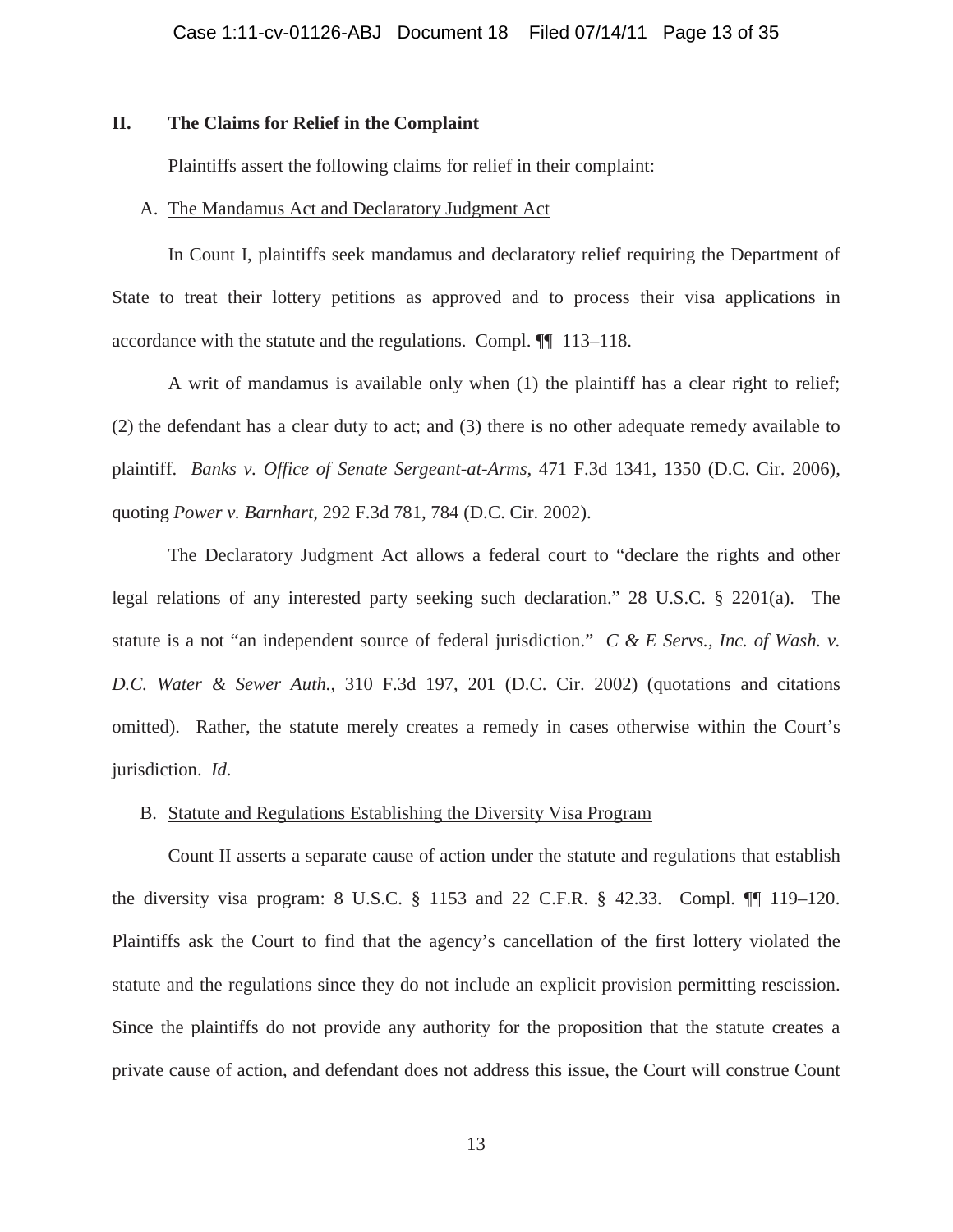## II. The Claims for Relief in the Complaint

Plaintiffs assert the following claims for relief in their complaint:

### A. The Mandamus Act and Declaratory Judgment Act

In Count I, plaintiffs seek mandamus and declaratory relief requiring the Department of State to treat their lottery petitions as approved and to process their visa applications in accordance with the statute and the regulations. Compl. ¶¶ 113–118.

A writ of mandamus is available only when (1) the plaintiff has a clear right to relief; (2) the defendant has a clear duty to act; and (3) there is no other adequate remedy available to plaintiff. *Banks v. Office of Senate Sergeant-at-Arms*, 471 F.3d 1341, 1350 (D.C. Cir. 2006), quoting *Power v. Barnhart*, 292 F.3d 781, 784 (D.C. Cir. 2002).

The Declaratory Judgment Act allows a federal court to "declare the rights and other legal relations of any interested party seeking such declaration." 28 U.S.C. § 2201(a). The statute is a not "an independent source of federal jurisdiction." *C & E Servs., Inc. of Wash. v. D.C. Water & Sewer Auth.*, 310 F.3d 197, 201 (D.C. Cir. 2002) (quotations and citations omitted). Rather, the statute merely creates a remedy in cases otherwise within the Court's jurisdiction. *Id.*

### B. Statute and Regulations Establishing the Diversity Visa Program

Count II asserts a separate cause of action under the statute and regulations that establish the diversity visa program: 8 U.S.C. § 1153 and 22 C.F.R. § 42.33. Compl. ¶¶ 119–120. Plaintiffs ask the Court to find that the agency's cancellation of the first lottery violated the statute and the regulations since they do not include an explicit provision permitting rescission. Since the plaintiffs do not provide any authority for the proposition that the statute creates a private cause of action, and defendant does not address this issue, the Court will construe Count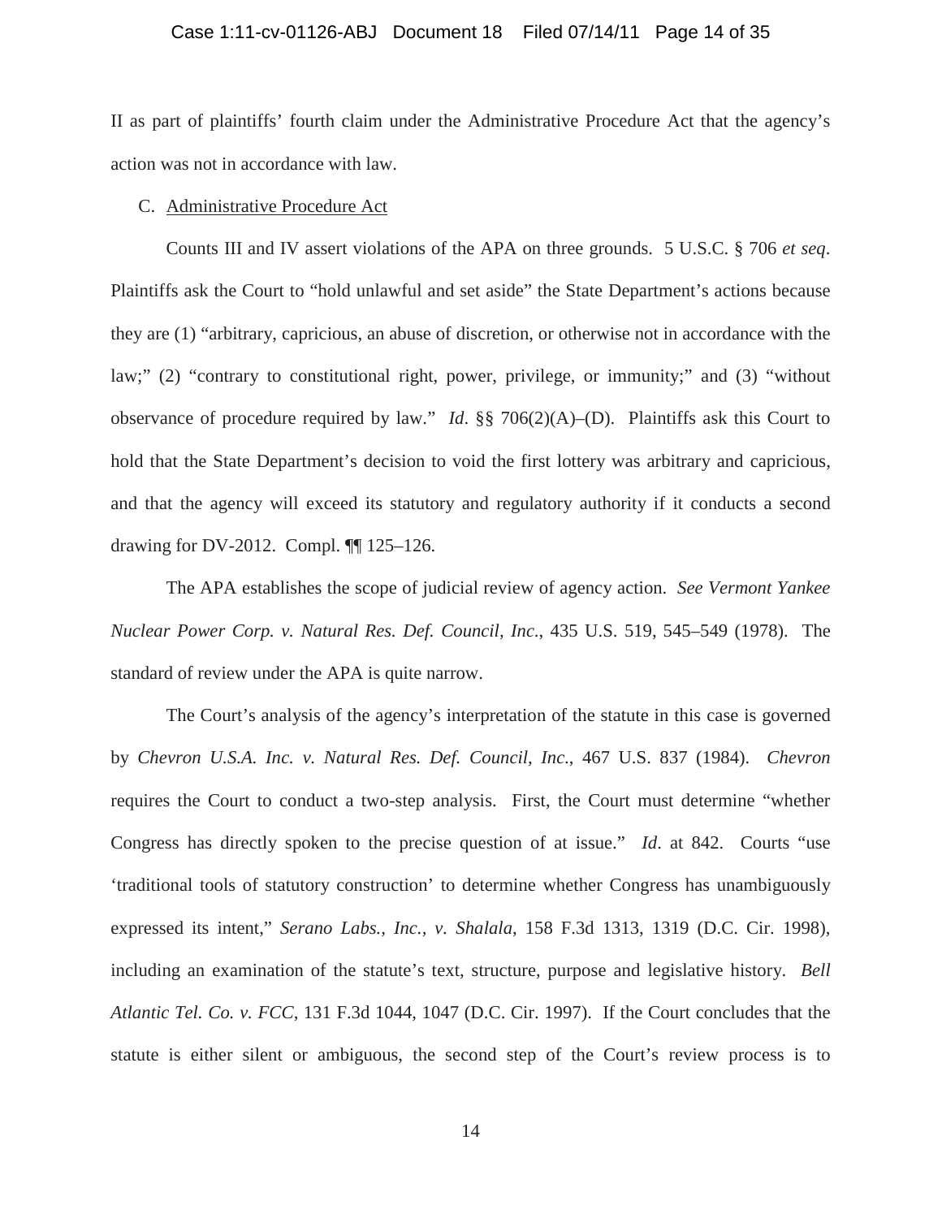II as part of plaintiffs' fourth claim under the Administrative Procedure Act that the agency's action was not in accordance with law.

C. Administrative Procedure Act

Counts III and IV assert violations of the APA on three grounds. 5 U.S.C. § 706 *et seq*. Plaintiffs ask the Court to "hold unlawful and set aside" the State Department's actions because they are (1) "arbitrary, capricious, an abuse of discretion, or otherwise not in accordance with the law;" (2) "contrary to constitutional right, power, privilege, or immunity;" and (3) "without observance of procedure required by law." *Id*. §§ 706(2)(A)–(D). Plaintiffs ask this Court to hold that the State Department's decision to void the first lottery was arbitrary and capricious, and that the agency will exceed its statutory and regulatory authority if it conducts a second drawing for DV-2012. Compl. ¶¶ 125–126.

The APA establishes the scope of judicial review of agency action. *See Vermont Yankee Nuclear Power Corp. v. Natural Res. Def. Council, Inc.*, 435 U.S. 519, 545–549 (1978). The standard of review under the APA is quite narrow.

The Court's analysis of the agency's interpretation of the statute in this case is governed by *Chevron U.S.A. Inc. v. Natural Res. Def. Council, Inc.*, 467 U.S. 837 (1984). *Chevron* requires the Court to conduct a two-step analysis. First, the Court must determine "whether Congress has directly spoken to the precise question of at issue." *Id*. at 842. Courts "use 'traditional tools of statutory construction' to determine whether Congress has unambiguously expressed its intent," *Serano Labs., Inc., v. Shalala*, 158 F.3d 1313, 1319 (D.C. Cir. 1998), including an examination of the statute's text, structure, purpose and legislative history. *Bell Atlantic Tel. Co. v. FCC*, 131 F.3d 1044, 1047 (D.C. Cir. 1997). If the Court concludes that the statute is either silent or ambiguous, the second step of the Court's review process is to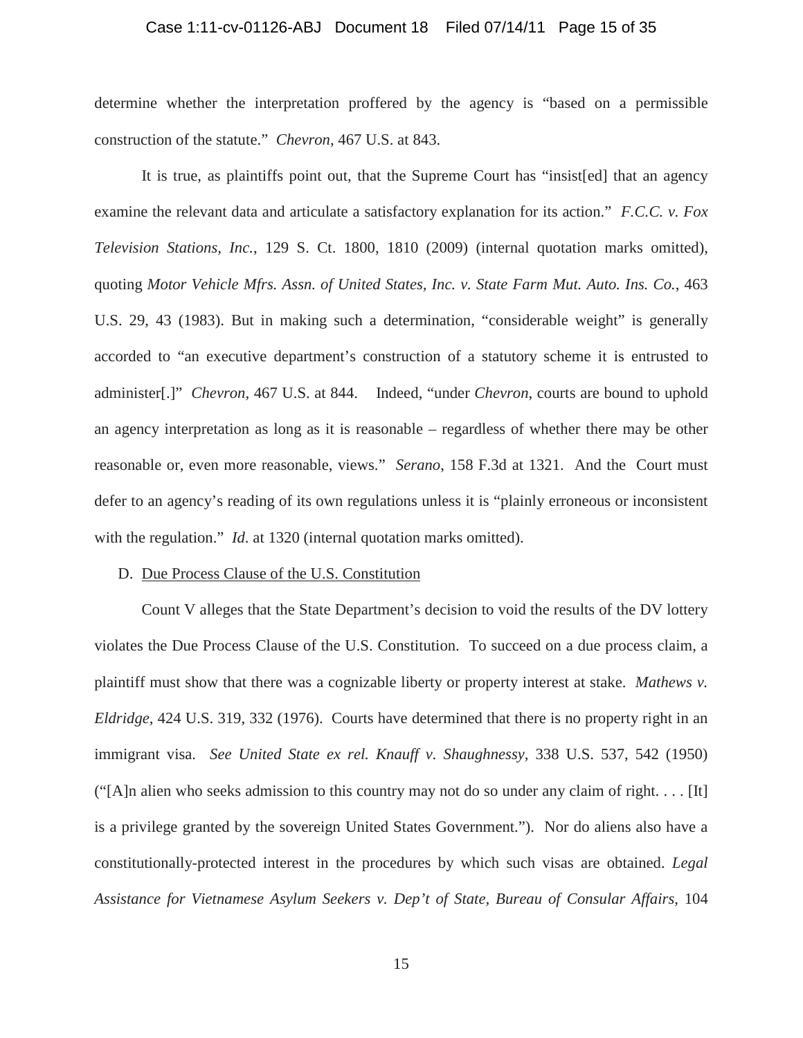determine whether the interpretation proffered by the agency is "based on a permissible construction of the statute." *Chevron*, 467 U.S. at 843.

It is true, as plaintiffs point out, that the Supreme Court has "insist[ed] that an agency examine the relevant data and articulate a satisfactory explanation for its action." *F.C.C. v. Fox Television Stations, Inc.*, 129 S. Ct. 1800, 1810 (2009) (internal quotation marks omitted), quoting *Motor Vehicle Mfrs. Assn. of United States, Inc. v. State Farm Mut. Auto. Ins. Co.*, 463 U.S. 29, 43 (1983). But in making such a determination, "considerable weight" is generally accorded to "an executive department's construction of a statutory scheme it is entrusted to administer[.]" *Chevron*, 467 U.S. at 844. Indeed, "under *Chevron*, courts are bound to uphold an agency interpretation as long as it is reasonable – regardless of whether there may be other reasonable or, even more reasonable, views." *Serano*, 158 F.3d at 1321. And the Court must defer to an agency's reading of its own regulations unless it is "plainly erroneous or inconsistent with the regulation." *Id.* at 1320 (internal quotation marks omitted).

D. Due Process Clause of the U.S. Constitution

Count V alleges that the State Department's decision to void the results of the DV lottery violates the Due Process Clause of the U.S. Constitution. To succeed on a due process claim, a plaintiff must show that there was a cognizable liberty or property interest at stake. *Mathews v. Eldridge*, 424 U.S. 319, 332 (1976). Courts have determined that there is no property right in an immigrant visa. *See United State ex rel. Knauff v. Shaughnessy*, 338 U.S. 537, 542 (1950) ("[A]n alien who seeks admission to this country may not do so under any claim of right. . . . [It] is a privilege granted by the sovereign United States Government."). Nor do aliens also have a constitutionally-protected interest in the procedures by which such visas are obtained. *Legal Assistance for Vietnamese Asylum Seekers v. Dep't of State, Bureau of Consular Affairs*, 104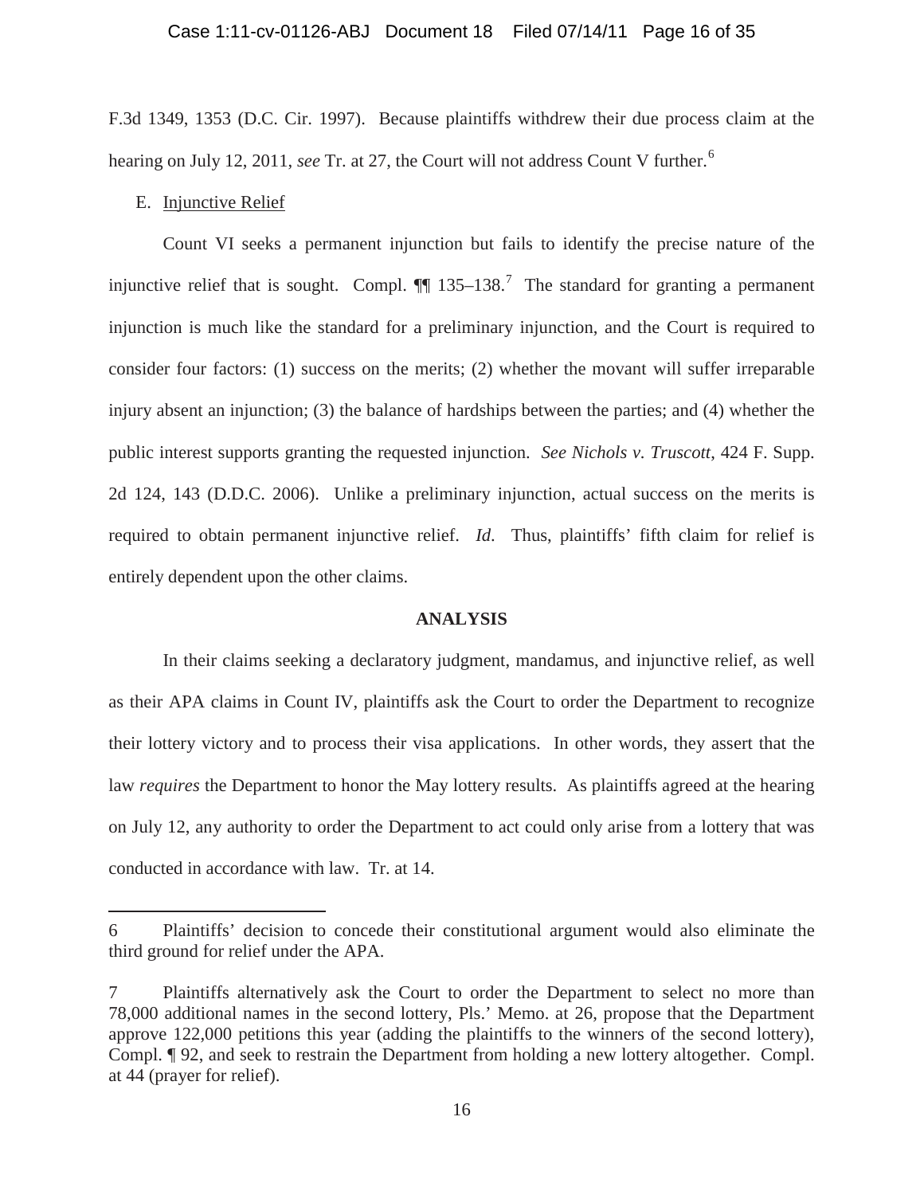F.3d 1349, 1353 (D.C. Cir. 1997). Because plaintiffs withdrew their due process claim at the hearing on July 12, 2011, *see* Tr. at 27, the Court will not address Count V further.[6]

E. Injunctive Relief

Count VI seeks a permanent injunction but fails to identify the precise nature of the injunctive relief that is sought. Compl. ¶¶ 135–138.[7] The standard for granting a permanent injunction is much like the standard for a preliminary injunction, and the Court is required to consider four factors: (1) success on the merits; (2) whether the movant will suffer irreparable injury absent an injunction; (3) the balance of hardships between the parties; and (4) whether the public interest supports granting the requested injunction. *See Nichols v. Truscott*, 424 F. Supp. 2d 124, 143 (D.D.C. 2006). Unlike a preliminary injunction, actual success on the merits is required to obtain permanent injunctive relief. *Id.* Thus, plaintiffs' fifth claim for relief is entirely dependent upon the other claims.

**ANALYSIS**

In their claims seeking a declaratory judgment, mandamus, and injunctive relief, as well as their APA claims in Count IV, plaintiffs ask the Court to order the Department to recognize their lottery victory and to process their visa applications. In other words, they assert that the law *requires* the Department to honor the May lottery results. As plaintiffs agreed at the hearing on July 12, any authority to order the Department to act could only arise from a lottery that was conducted in accordance with law. Tr. at 14.

---

6 Plaintiffs' decision to concede their constitutional argument would also eliminate the third ground for relief under the APA.

7 Plaintiffs alternatively ask the Court to order the Department to select no more than 78,000 additional names in the second lottery, Pls.' Memo. at 26, propose that the Department approve 122,000 petitions this year (adding the plaintiffs to the winners of the second lottery), Compl. ¶ 92, and seek to restrain the Department from holding a new lottery altogether. Compl. at 44 (prayer for relief).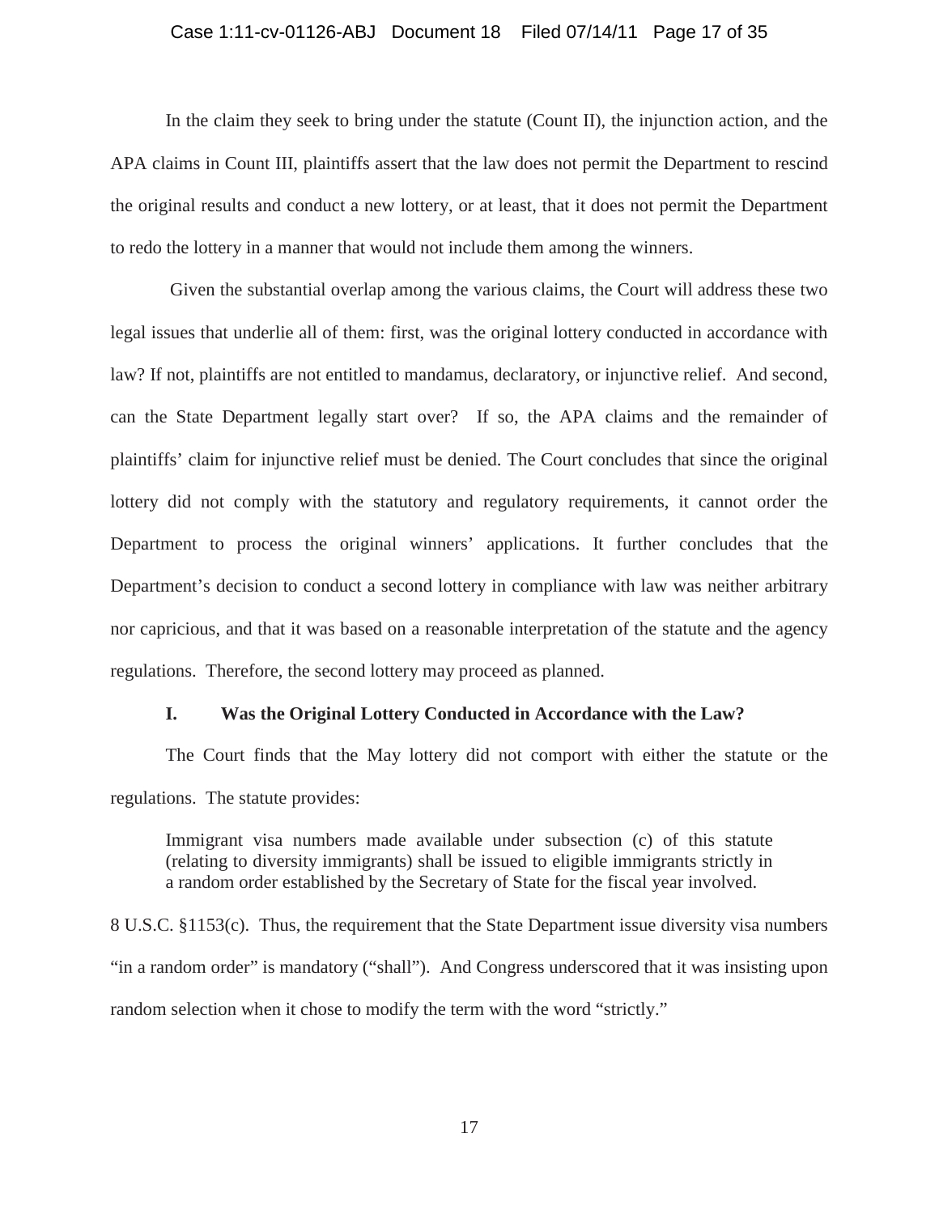In the claim they seek to bring under the statute (Count II), the injunction action, and the APA claims in Count III, plaintiffs assert that the law does not permit the Department to rescind the original results and conduct a new lottery, or at least, that it does not permit the Department to redo the lottery in a manner that would not include them among the winners.

Given the substantial overlap among the various claims, the Court will address these two legal issues that underlie all of them: first, was the original lottery conducted in accordance with law? If not, plaintiffs are not entitled to mandamus, declaratory, or injunctive relief. And second, can the State Department legally start over? If so, the APA claims and the remainder of plaintiffs' claim for injunctive relief must be denied. The Court concludes that since the original lottery did not comply with the statutory and regulatory requirements, it cannot order the Department to process the original winners' applications. It further concludes that the Department's decision to conduct a second lottery in compliance with law was neither arbitrary nor capricious, and that it was based on a reasonable interpretation of the statute and the agency regulations. Therefore, the second lottery may proceed as planned.

## I. Was the Original Lottery Conducted in Accordance with the Law?

The Court finds that the May lottery did not comport with either the statute or the regulations. The statute provides:

> Immigrant visa numbers made available under subsection (c) of this statute (relating to diversity immigrants) shall be issued to eligible immigrants strictly in a random order established by the Secretary of State for the fiscal year involved.

8 U.S.C. §1153(c). Thus, the requirement that the State Department issue diversity visa numbers "in a random order" is mandatory ("shall"). And Congress underscored that it was insisting upon random selection when it chose to modify the term with the word "strictly."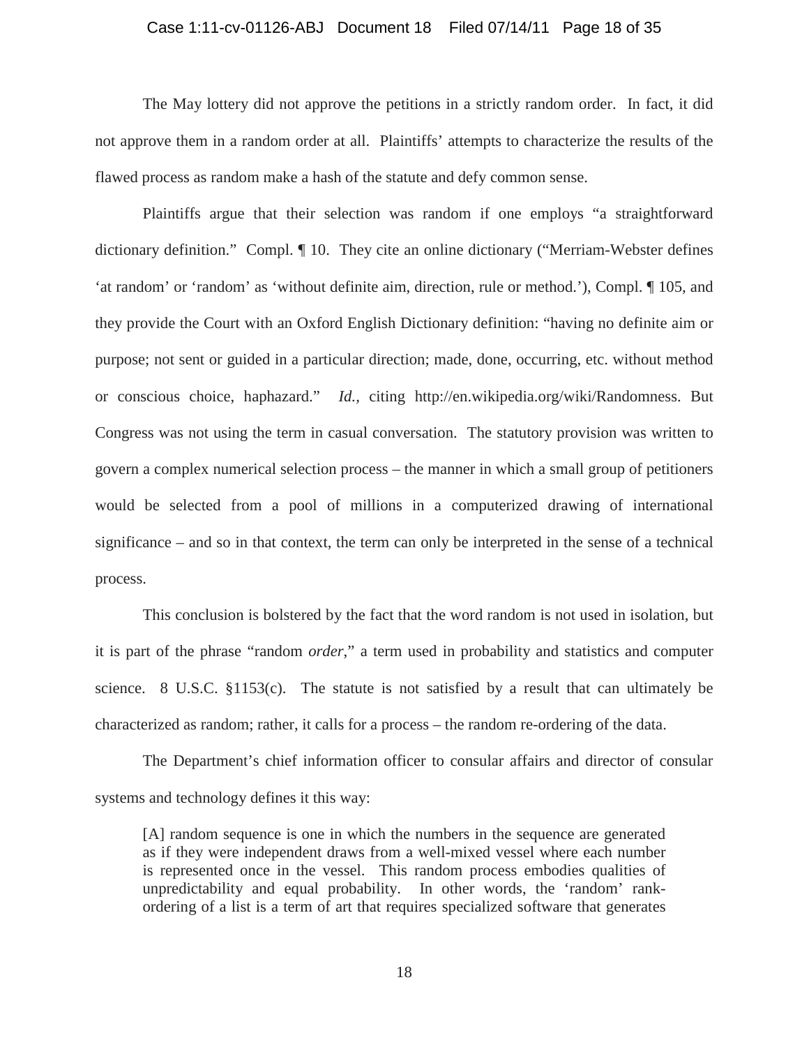The May lottery did not approve the petitions in a strictly random order. In fact, it did not approve them in a random order at all. Plaintiffs' attempts to characterize the results of the flawed process as random make a hash of the statute and defy common sense.

Plaintiffs argue that their selection was random if one employs "a straightforward dictionary definition." Compl. ¶ 10. They cite an online dictionary ("Merriam-Webster defines 'at random' or 'random' as 'without definite aim, direction, rule or method.'), Compl. ¶ 105, and they provide the Court with an Oxford English Dictionary definition: "having no definite aim or purpose; not sent or guided in a particular direction; made, done, occurring, etc. without method or conscious choice, haphazard." *Id.*, citing http://en.wikipedia.org/wiki/Randomness. But Congress was not using the term in casual conversation. The statutory provision was written to govern a complex numerical selection process – the manner in which a small group of petitioners would be selected from a pool of millions in a computerized drawing of international significance – and so in that context, the term can only be interpreted in the sense of a technical process.

This conclusion is bolstered by the fact that the word random is not used in isolation, but it is part of the phrase "random *order*," a term used in probability and statistics and computer science. 8 U.S.C. §1153(c). The statute is not satisfied by a result that can ultimately be characterized as random; rather, it calls for a process – the random re-ordering of the data.

The Department's chief information officer to consular affairs and director of consular systems and technology defines it this way:

> [A] random sequence is one in which the numbers in the sequence are generated as if they were independent draws from a well-mixed vessel where each number is represented once in the vessel. This random process embodies qualities of unpredictability and equal probability. In other words, the 'random' rank-ordering of a list is a term of art that requires specialized software that generates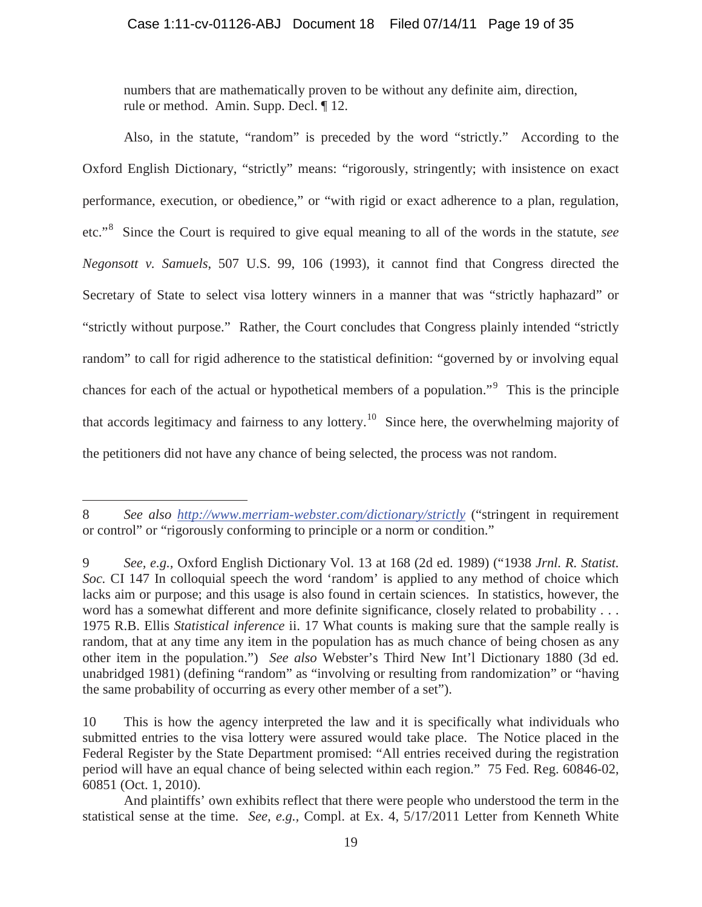numbers that are mathematically proven to be without any definite aim, direction, rule or method. Amin. Supp. Decl. ¶ 12.

Also, in the statute, "random" is preceded by the word "strictly." According to the Oxford English Dictionary, "strictly" means: "rigorously, stringently; with insistence on exact performance, execution, or obedience," or "with rigid or exact adherence to a plan, regulation, etc."[8] Since the Court is required to give equal meaning to all of the words in the statute, *see Negonsott v. Samuels*, 507 U.S. 99, 106 (1993), it cannot find that Congress directed the Secretary of State to select visa lottery winners in a manner that was "strictly haphazard" or "strictly without purpose." Rather, the Court concludes that Congress plainly intended "strictly random" to call for rigid adherence to the statistical definition: "governed by or involving equal chances for each of the actual or hypothetical members of a population."[9] This is the principle that accords legitimacy and fairness to any lottery.[10] Since here, the overwhelming majority of the petitioners did not have any chance of being selected, the process was not random.

---

8 *See also* http://www.merriam-webster.com/dictionary/strictly ("stringent in requirement or control" or "rigorously conforming to principle or a norm or condition."

9 *See, e.g.,* Oxford English Dictionary Vol. 13 at 168 (2d ed. 1989) ("1938 *Jrnl. R. Statist. Soc.* CI 147 In colloquial speech the word 'random' is applied to any method of choice which lacks aim or purpose; and this usage is also found in certain sciences. In statistics, however, the word has a somewhat different and more definite significance, closely related to probability . . . 1975 R.B. Ellis *Statistical inference* ii. 17 What counts is making sure that the sample really is random, that at any time any item in the population has as much chance of being chosen as any other item in the population.") *See also* Webster's Third New Int'l Dictionary 1880 (3d ed. unabridged 1981) (defining "random" as "involving or resulting from randomization" or "having the same probability of occurring as every other member of a set").

10 This is how the agency interpreted the law and it is specifically what individuals who submitted entries to the visa lottery were assured would take place. The Notice placed in the Federal Register by the State Department promised: "All entries received during the registration period will have an equal chance of being selected within each region." 75 Fed. Reg. 60846-02, 60851 (Oct. 1, 2010).

And plaintiffs' own exhibits reflect that there were people who understood the term in the statistical sense at the time. *See, e.g.,* Compl. at Ex. 4, 5/17/2011 Letter from Kenneth White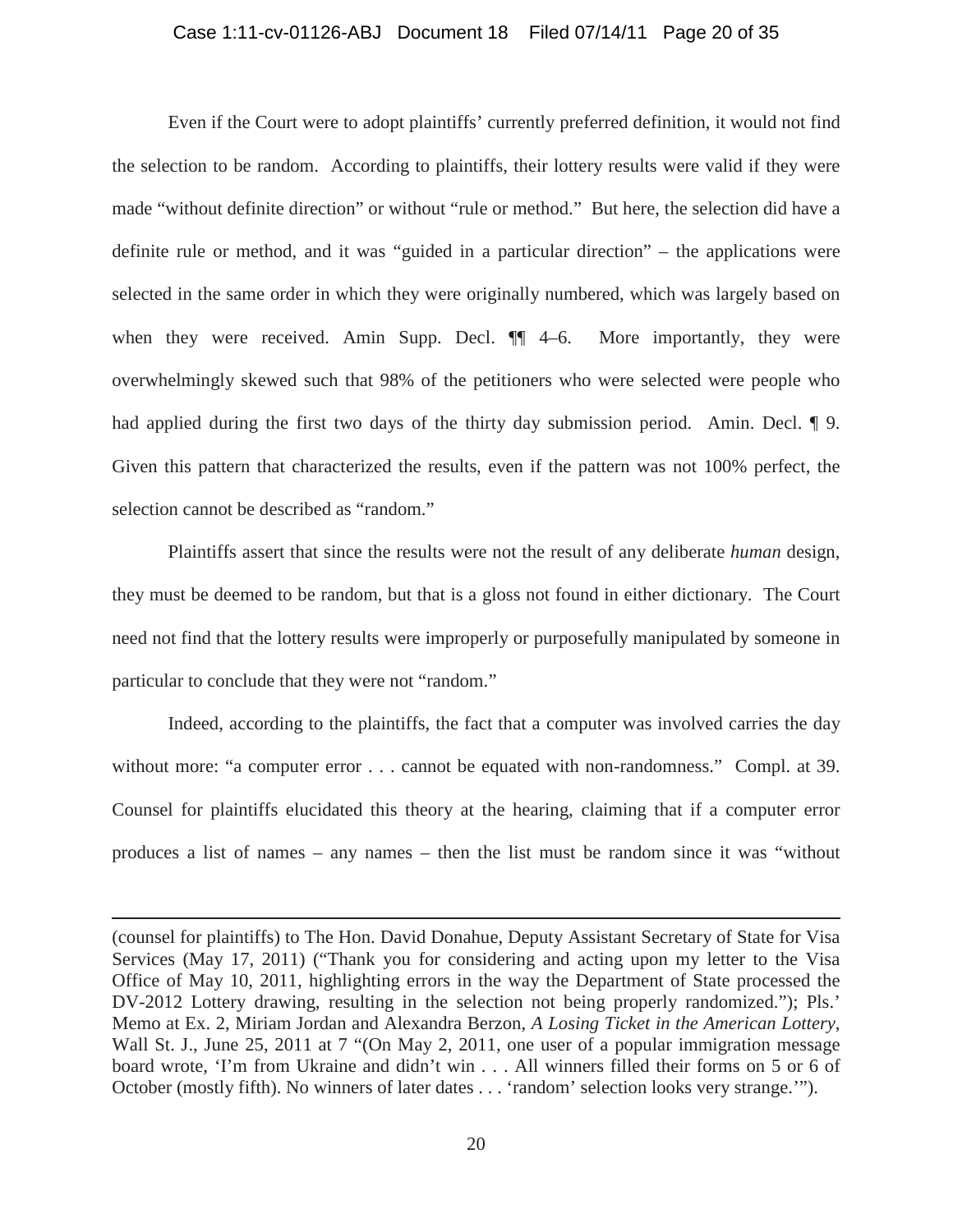Even if the Court were to adopt plaintiffs' currently preferred definition, it would not find the selection to be random. According to plaintiffs, their lottery results were valid if they were made "without definite direction" or without "rule or method." But here, the selection did have a definite rule or method, and it was "guided in a particular direction" – the applications were selected in the same order in which they were originally numbered, which was largely based on when they were received. Amin Supp. Decl. ¶¶ 4–6. More importantly, they were overwhelmingly skewed such that 98% of the petitioners who were selected were people who had applied during the first two days of the thirty day submission period. Amin. Decl. ¶ 9. Given this pattern that characterized the results, even if the pattern was not 100% perfect, the selection cannot be described as "random."

Plaintiffs assert that since the results were not the result of any deliberate *human* design, they must be deemed to be random, but that is a gloss not found in either dictionary. The Court need not find that the lottery results were improperly or purposefully manipulated by someone in particular to conclude that they were not "random."

Indeed, according to the plaintiffs, the fact that a computer was involved carries the day without more: "a computer error . . . cannot be equated with non-randomness." Compl. at 39. Counsel for plaintiffs elucidated this theory at the hearing, claiming that if a computer error produces a list of names – any names – then the list must be random since it was "without

---

(counsel for plaintiffs) to The Hon. David Donahue, Deputy Assistant Secretary of State for Visa Services (May 17, 2011) ("Thank you for considering and acting upon my letter to the Visa Office of May 10, 2011, highlighting errors in the way the Department of State processed the DV-2012 Lottery drawing, resulting in the selection not being properly randomized."); Pls.' Memo at Ex. 2, Miriam Jordan and Alexandra Berzon, *A Losing Ticket in the American Lottery*, Wall St. J., June 25, 2011 at 7 "(On May 2, 2011, one user of a popular immigration message board wrote, 'I'm from Ukraine and didn't win . . . All winners filled their forms on 5 or 6 of October (mostly fifth). No winners of later dates . . . 'random' selection looks very strange.'").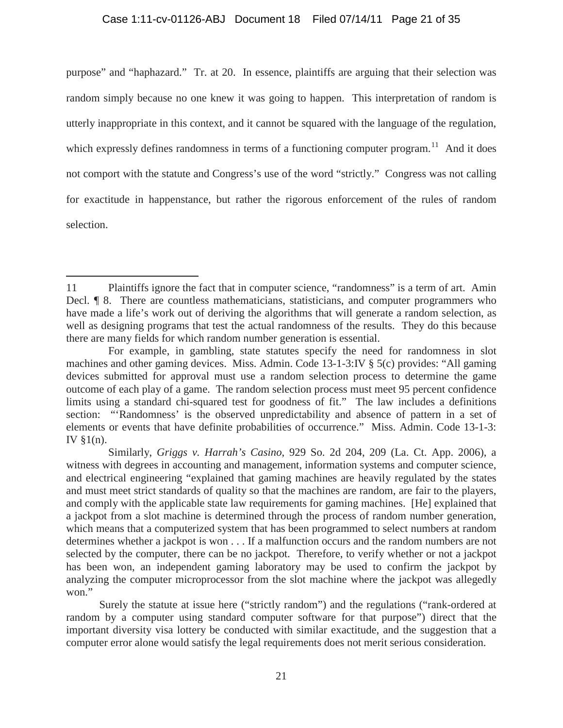purpose" and "haphazard." Tr. at 20. In essence, plaintiffs are arguing that their selection was random simply because no one knew it was going to happen. This interpretation of random is utterly inappropriate in this context, and it cannot be squared with the language of the regulation, which expressly defines randomness in terms of a functioning computer program.[11] And it does not comport with the statute and Congress's use of the word "strictly." Congress was not calling for exactitude in happenstance, but rather the rigorous enforcement of the rules of random selection.

---

11 Plaintiffs ignore the fact that in computer science, "randomness" is a term of art. Amin Decl. ¶ 8. There are countless mathematicians, statisticians, and computer programmers who have made a life's work out of deriving the algorithms that will generate a random selection, as well as designing programs that test the actual randomness of the results. They do this because there are many fields for which random number generation is essential.

For example, in gambling, state statutes specify the need for randomness in slot machines and other gaming devices. Miss. Admin. Code 13-1-3:IV § 5(c) provides: "All gaming devices submitted for approval must use a random selection process to determine the game outcome of each play of a game. The random selection process must meet 95 percent confidence limits using a standard chi-squared test for goodness of fit." The law includes a definitions section: "'Randomness' is the observed unpredictability and absence of pattern in a set of elements or events that have definite probabilities of occurrence." Miss. Admin. Code 13-1-3: IV §1(n).

Similarly, *Griggs v. Harrah's Casino*, 929 So. 2d 204, 209 (La. Ct. App. 2006), a witness with degrees in accounting and management, information systems and computer science, and electrical engineering "explained that gaming machines are heavily regulated by the states and must meet strict standards of quality so that the machines are random, are fair to the players, and comply with the applicable state law requirements for gaming machines. [He] explained that a jackpot from a slot machine is determined through the process of random number generation, which means that a computerized system that has been programmed to select numbers at random determines whether a jackpot is won . . . If a malfunction occurs and the random numbers are not selected by the computer, there can be no jackpot. Therefore, to verify whether or not a jackpot has been won, an independent gaming laboratory may be used to confirm the jackpot by analyzing the computer microprocessor from the slot machine where the jackpot was allegedly won."

Surely the statute at issue here ("strictly random") and the regulations ("rank-ordered at random by a computer using standard computer software for that purpose") direct that the important diversity visa lottery be conducted with similar exactitude, and the suggestion that a computer error alone would satisfy the legal requirements does not merit serious consideration.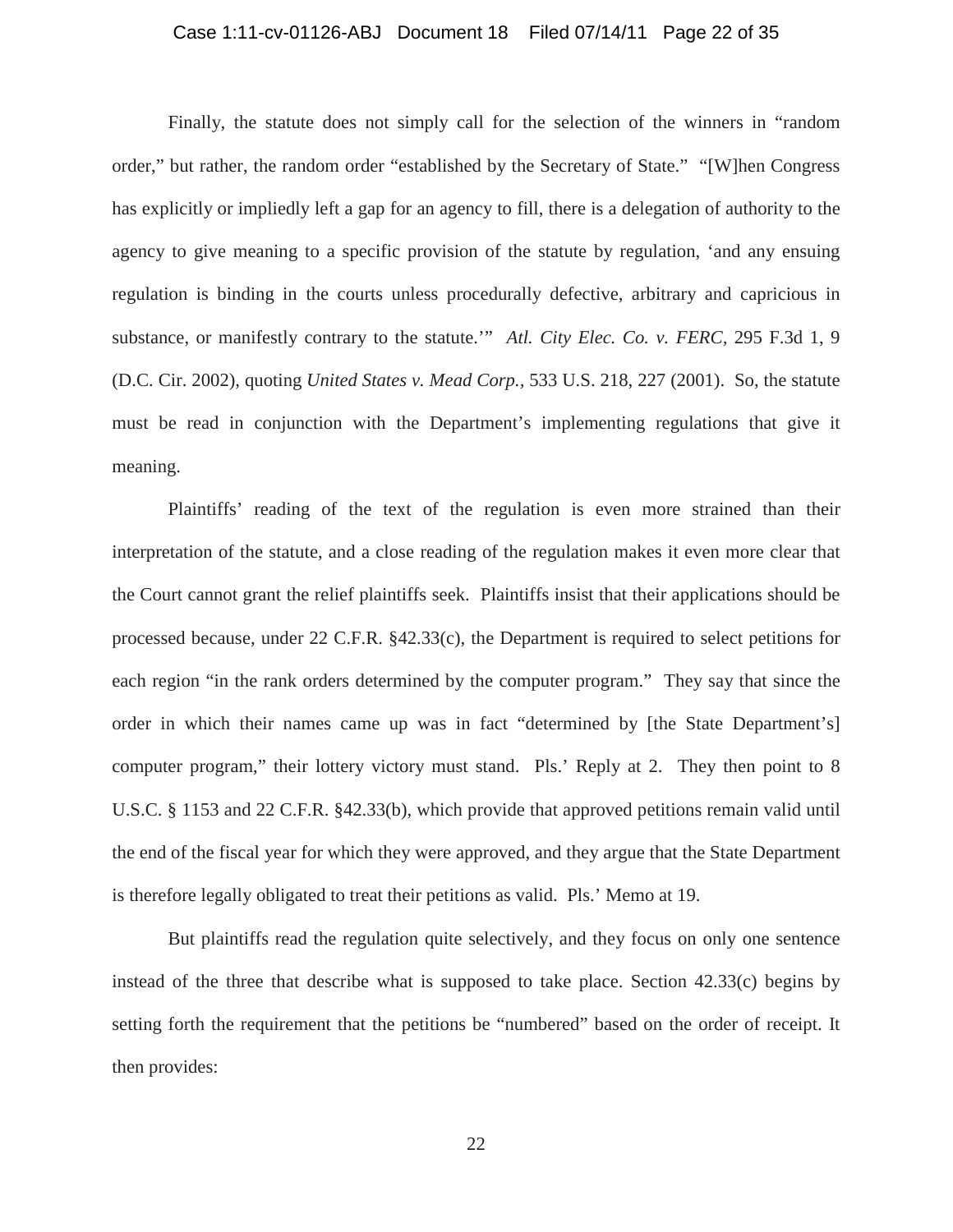Finally, the statute does not simply call for the selection of the winners in "random order," but rather, the random order "established by the Secretary of State." "[W]hen Congress has explicitly or impliedly left a gap for an agency to fill, there is a delegation of authority to the agency to give meaning to a specific provision of the statute by regulation, 'and any ensuing regulation is binding in the courts unless procedurally defective, arbitrary and capricious in substance, or manifestly contrary to the statute.'" *Atl. City Elec. Co. v. FERC*, 295 F.3d 1, 9 (D.C. Cir. 2002), quoting *United States v. Mead Corp.*, 533 U.S. 218, 227 (2001). So, the statute must be read in conjunction with the Department's implementing regulations that give it meaning.

Plaintiffs' reading of the text of the regulation is even more strained than their interpretation of the statute, and a close reading of the regulation makes it even more clear that the Court cannot grant the relief plaintiffs seek. Plaintiffs insist that their applications should be processed because, under 22 C.F.R. §42.33(c), the Department is required to select petitions for each region "in the rank orders determined by the computer program." They say that since the order in which their names came up was in fact "determined by [the State Department's] computer program," their lottery victory must stand. Pls.' Reply at 2. They then point to 8 U.S.C. § 1153 and 22 C.F.R. §42.33(b), which provide that approved petitions remain valid until the end of the fiscal year for which they were approved, and they argue that the State Department is therefore legally obligated to treat their petitions as valid. Pls.' Memo at 19.

But plaintiffs read the regulation quite selectively, and they focus on only one sentence instead of the three that describe what is supposed to take place. Section 42.33(c) begins by setting forth the requirement that the petitions be "numbered" based on the order of receipt. It then provides: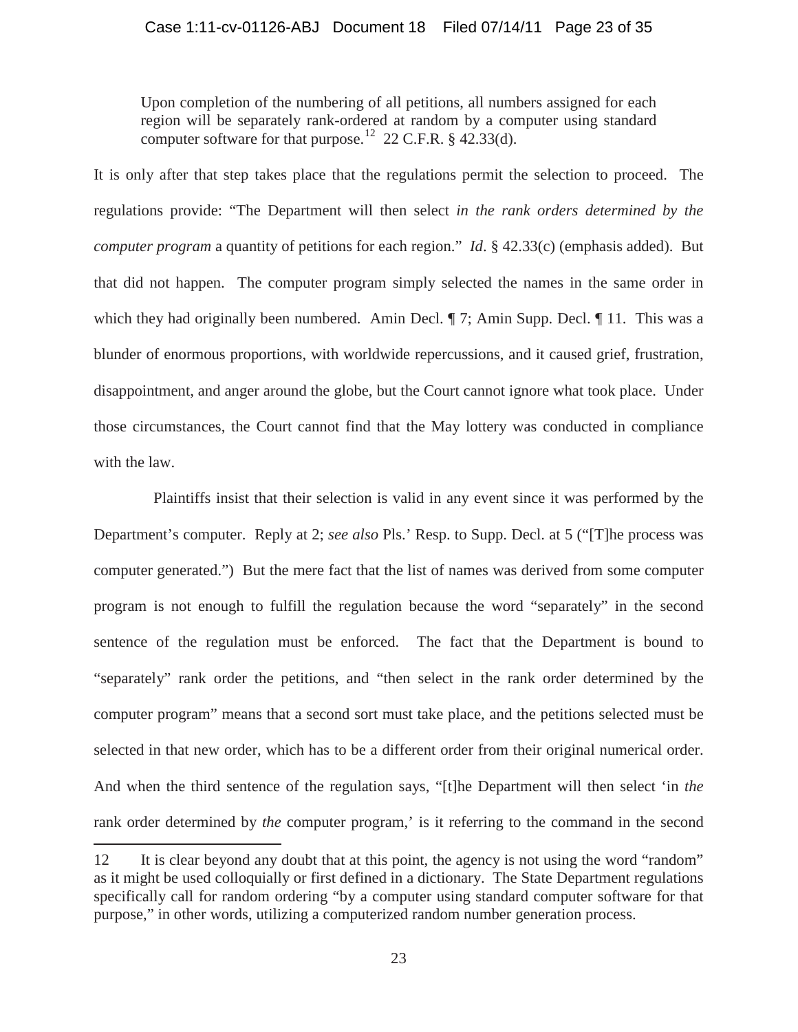> Upon completion of the numbering of all petitions, all numbers assigned for each region will be separately rank-ordered at random by a computer using standard computer software for that purpose.[12] 22 C.F.R. § 42.33(d).

It is only after that step takes place that the regulations permit the selection to proceed. The regulations provide: "The Department will then select *in the rank orders determined by the computer program* a quantity of petitions for each region." *Id*. § 42.33(c) (emphasis added). But that did not happen. The computer program simply selected the names in the same order in which they had originally been numbered. Amin Decl. ¶ 7; Amin Supp. Decl. ¶ 11. This was a blunder of enormous proportions, with worldwide repercussions, and it caused grief, frustration, disappointment, and anger around the globe, but the Court cannot ignore what took place. Under those circumstances, the Court cannot find that the May lottery was conducted in compliance with the law.

Plaintiffs insist that their selection is valid in any event since it was performed by the Department's computer. Reply at 2; *see also* Pls.' Resp. to Supp. Decl. at 5 ("[T]he process was computer generated.") But the mere fact that the list of names was derived from some computer program is not enough to fulfill the regulation because the word "separately" in the second sentence of the regulation must be enforced. The fact that the Department is bound to "separately" rank order the petitions, and "then select in the rank order determined by the computer program" means that a second sort must take place, and the petitions selected must be selected in that new order, which has to be a different order from their original numerical order. And when the third sentence of the regulation says, "[t]he Department will then select 'in *the* rank order determined by *the* computer program,' is it referring to the command in the second

---

12 It is clear beyond any doubt that at this point, the agency is not using the word "random" as it might be used colloquially or first defined in a dictionary. The State Department regulations specifically call for random ordering "by a computer using standard computer software for that purpose," in other words, utilizing a computerized random number generation process.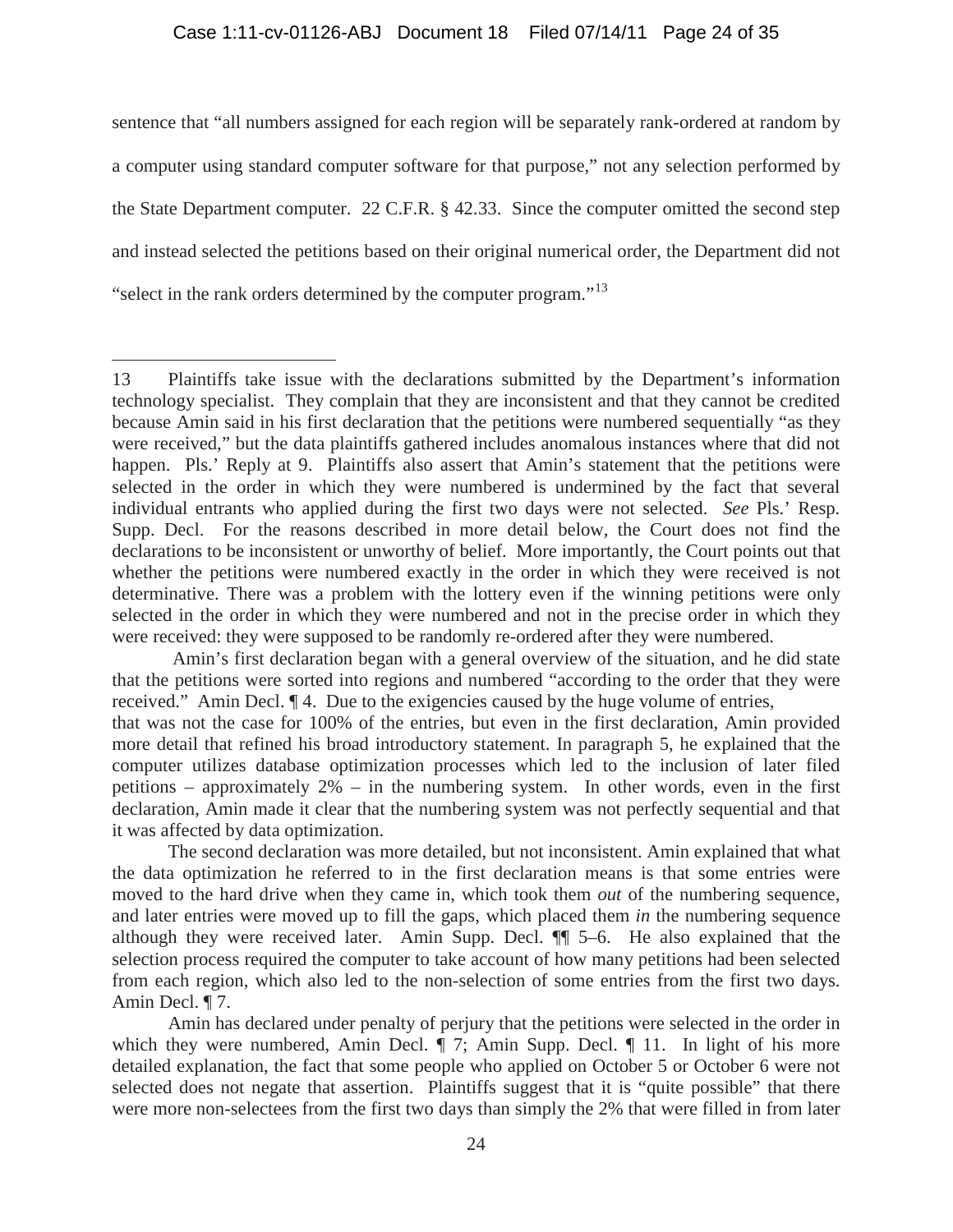sentence that "all numbers assigned for each region will be separately rank-ordered at random by a computer using standard computer software for that purpose," not any selection performed by the State Department computer. 22 C.F.R. § 42.33. Since the computer omitted the second step and instead selected the petitions based on their original numerical order, the Department did not "select in the rank orders determined by the computer program."[13]

---

13 Plaintiffs take issue with the declarations submitted by the Department's information technology specialist. They complain that they are inconsistent and that they cannot be credited because Amin said in his first declaration that the petitions were numbered sequentially "as they were received," but the data plaintiffs gathered includes anomalous instances where that did not happen. Pls.' Reply at 9. Plaintiffs also assert that Amin's statement that the petitions were selected in the order in which they were numbered is undermined by the fact that several individual entrants who applied during the first two days were not selected. *See* Pls.' Resp. Supp. Decl. For the reasons described in more detail below, the Court does not find the declarations to be inconsistent or unworthy of belief. More importantly, the Court points out that whether the petitions were numbered exactly in the order in which they were received is not determinative. There was a problem with the lottery even if the winning petitions were only selected in the order in which they were numbered and not in the precise order in which they were received: they were supposed to be randomly re-ordered after they were numbered.

Amin's first declaration began with a general overview of the situation, and he did state that the petitions were sorted into regions and numbered "according to the order that they were received." Amin Decl. ¶ 4. Due to the exigencies caused by the huge volume of entries, that was not the case for 100% of the entries, but even in the first declaration, Amin provided more detail that refined his broad introductory statement. In paragraph 5, he explained that the computer utilizes database optimization processes which led to the inclusion of later filed petitions – approximately 2% – in the numbering system. In other words, even in the first declaration, Amin made it clear that the numbering system was not perfectly sequential and that it was affected by data optimization.

The second declaration was more detailed, but not inconsistent. Amin explained that what the data optimization he referred to in the first declaration means is that some entries were moved to the hard drive when they came in, which took them *out* of the numbering sequence, and later entries were moved up to fill the gaps, which placed them *in* the numbering sequence although they were received later. Amin Supp. Decl. ¶¶ 5–6. He also explained that the selection process required the computer to take account of how many petitions had been selected from each region, which also led to the non-selection of some entries from the first two days. Amin Decl. ¶ 7.

Amin has declared under penalty of perjury that the petitions were selected in the order in which they were numbered, Amin Decl. ¶ 7; Amin Supp. Decl. ¶ 11. In light of his more detailed explanation, the fact that some people who applied on October 5 or October 6 were not selected does not negate that assertion. Plaintiffs suggest that it is "quite possible" that there were more non-selectees from the first two days than simply the 2% that were filled in from later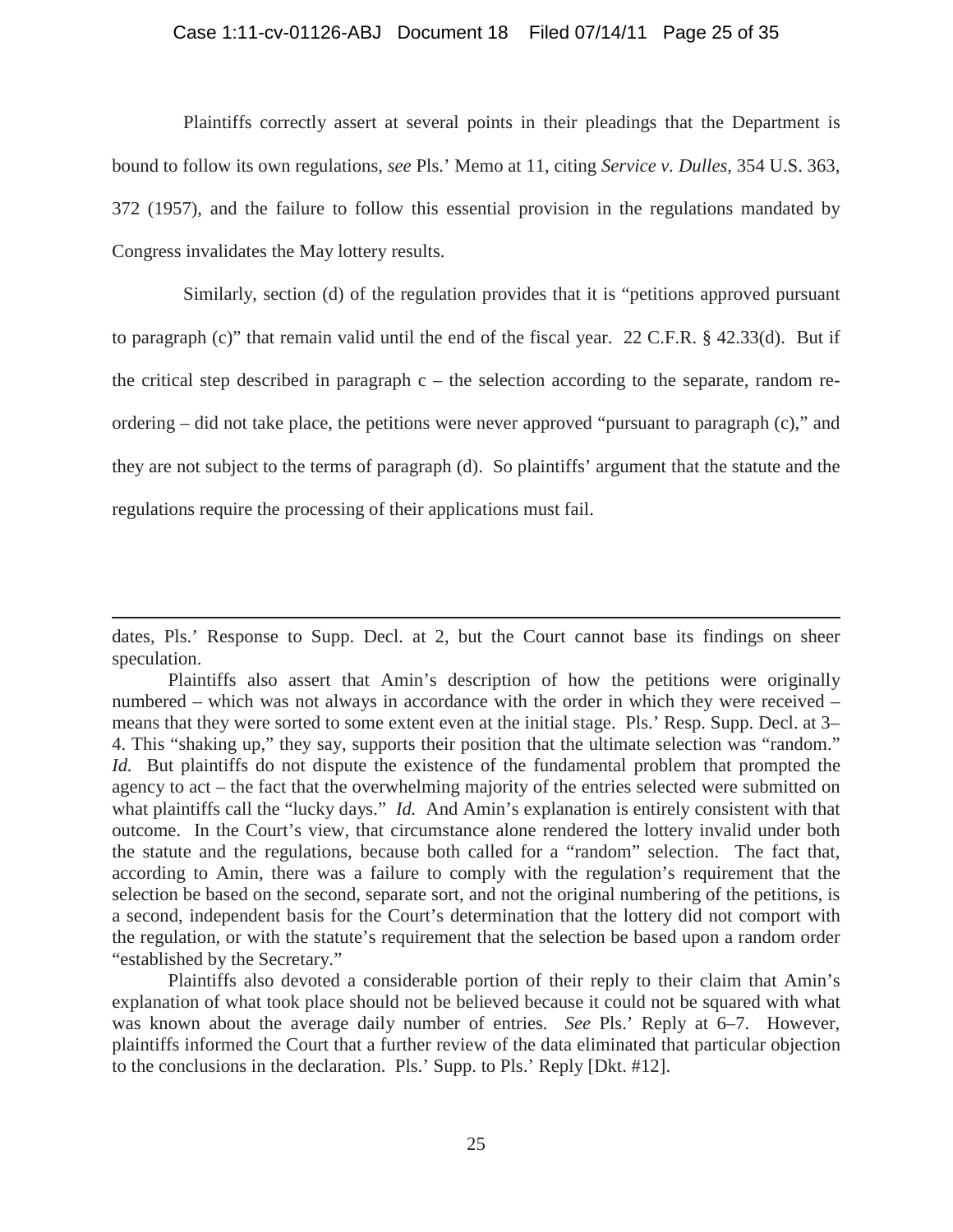Plaintiffs correctly assert at several points in their pleadings that the Department is bound to follow its own regulations, *see* Pls.' Memo at 11, citing *Service v. Dulles,* 354 U.S. 363, 372 (1957), and the failure to follow this essential provision in the regulations mandated by Congress invalidates the May lottery results.

Similarly, section (d) of the regulation provides that it is "petitions approved pursuant to paragraph (c)" that remain valid until the end of the fiscal year. 22 C.F.R. § 42.33(d). But if the critical step described in paragraph c – the selection according to the separate, random re-ordering – did not take place, the petitions were never approved "pursuant to paragraph (c)," and they are not subject to the terms of paragraph (d). So plaintiffs' argument that the statute and the regulations require the processing of their applications must fail.

---

dates, Pls.' Response to Supp. Decl. at 2, but the Court cannot base its findings on sheer speculation.

Plaintiffs also assert that Amin's description of how the petitions were originally numbered – which was not always in accordance with the order in which they were received – means that they were sorted to some extent even at the initial stage. Pls.' Resp. Supp. Decl. at 3–4. This "shaking up," they say, supports their position that the ultimate selection was "random." *Id.* But plaintiffs do not dispute the existence of the fundamental problem that prompted the agency to act – the fact that the overwhelming majority of the entries selected were submitted on what plaintiffs call the "lucky days." *Id.* And Amin's explanation is entirely consistent with that outcome. In the Court's view, that circumstance alone rendered the lottery invalid under both the statute and the regulations, because both called for a "random" selection. The fact that, according to Amin, there was a failure to comply with the regulation's requirement that the selection be based on the second, separate sort, and not the original numbering of the petitions, is a second, independent basis for the Court's determination that the lottery did not comport with the regulation, or with the statute's requirement that the selection be based upon a random order "established by the Secretary."

Plaintiffs also devoted a considerable portion of their reply to their claim that Amin's explanation of what took place should not be believed because it could not be squared with what was known about the average daily number of entries. *See* Pls.' Reply at 6–7. However, plaintiffs informed the Court that a further review of the data eliminated that particular objection to the conclusions in the declaration. Pls.' Supp. to Pls.' Reply [Dkt. #12].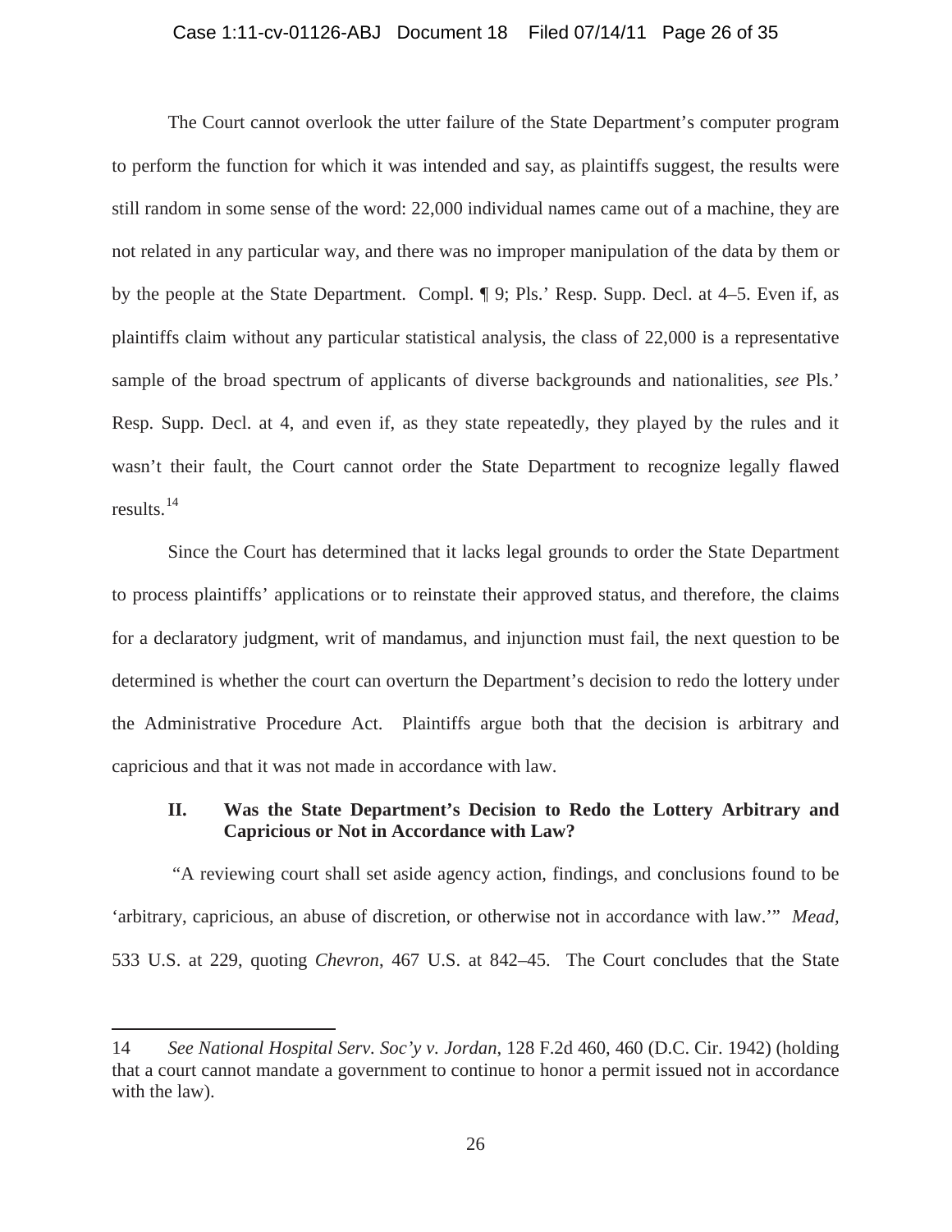The Court cannot overlook the utter failure of the State Department's computer program to perform the function for which it was intended and say, as plaintiffs suggest, the results were still random in some sense of the word: 22,000 individual names came out of a machine, they are not related in any particular way, and there was no improper manipulation of the data by them or by the people at the State Department. Compl. ¶ 9; Pls.' Resp. Supp. Decl. at 4–5. Even if, as plaintiffs claim without any particular statistical analysis, the class of 22,000 is a representative sample of the broad spectrum of applicants of diverse backgrounds and nationalities, *see* Pls.' Resp. Supp. Decl. at 4, and even if, as they state repeatedly, they played by the rules and it wasn't their fault, the Court cannot order the State Department to recognize legally flawed results.[14]

Since the Court has determined that it lacks legal grounds to order the State Department to process plaintiffs' applications or to reinstate their approved status, and therefore, the claims for a declaratory judgment, writ of mandamus, and injunction must fail, the next question to be determined is whether the court can overturn the Department's decision to redo the lottery under the Administrative Procedure Act. Plaintiffs argue both that the decision is arbitrary and capricious and that it was not made in accordance with law.

## II. Was the State Department's Decision to Redo the Lottery Arbitrary and Capricious or Not in Accordance with Law?

"A reviewing court shall set aside agency action, findings, and conclusions found to be 'arbitrary, capricious, an abuse of discretion, or otherwise not in accordance with law.'" *Mead*, 533 U.S. at 229, quoting *Chevron*, 467 U.S. at 842–45. The Court concludes that the State

---

14 *See National Hospital Serv. Soc'y v. Jordan*, 128 F.2d 460, 460 (D.C. Cir. 1942) (holding that a court cannot mandate a government to continue to honor a permit issued not in accordance with the law).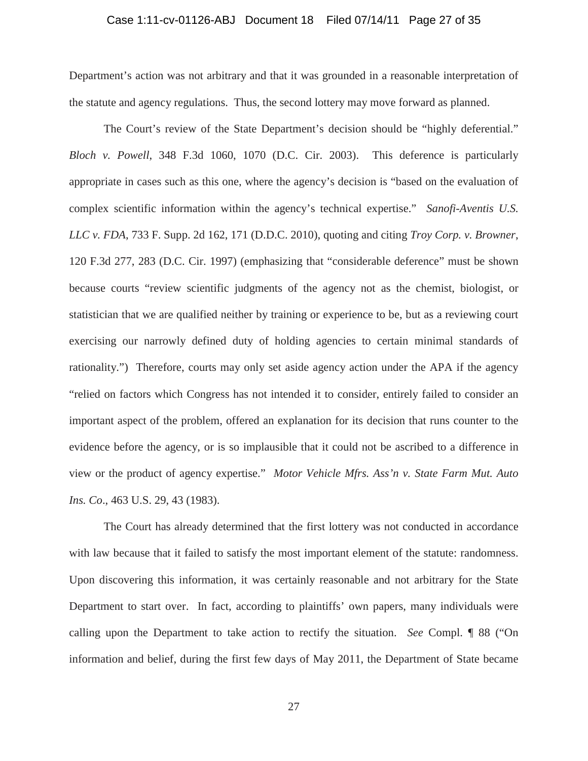Department's action was not arbitrary and that it was grounded in a reasonable interpretation of the statute and agency regulations. Thus, the second lottery may move forward as planned.

The Court's review of the State Department's decision should be "highly deferential." *Bloch v. Powell*, 348 F.3d 1060, 1070 (D.C. Cir. 2003). This deference is particularly appropriate in cases such as this one, where the agency's decision is "based on the evaluation of complex scientific information within the agency's technical expertise." *Sanofi-Aventis U.S. LLC v. FDA*, 733 F. Supp. 2d 162, 171 (D.D.C. 2010), quoting and citing *Troy Corp. v. Browner*, 120 F.3d 277, 283 (D.C. Cir. 1997) (emphasizing that "considerable deference" must be shown because courts "review scientific judgments of the agency not as the chemist, biologist, or statistician that we are qualified neither by training or experience to be, but as a reviewing court exercising our narrowly defined duty of holding agencies to certain minimal standards of rationality.") Therefore, courts may only set aside agency action under the APA if the agency "relied on factors which Congress has not intended it to consider, entirely failed to consider an important aspect of the problem, offered an explanation for its decision that runs counter to the evidence before the agency, or is so implausible that it could not be ascribed to a difference in view or the product of agency expertise." *Motor Vehicle Mfrs. Ass'n v. State Farm Mut. Auto Ins. Co*., 463 U.S. 29, 43 (1983).

The Court has already determined that the first lottery was not conducted in accordance with law because that it failed to satisfy the most important element of the statute: randomness. Upon discovering this information, it was certainly reasonable and not arbitrary for the State Department to start over. In fact, according to plaintiffs' own papers, many individuals were calling upon the Department to take action to rectify the situation. *See* Compl. ¶ 88 ("On information and belief, during the first few days of May 2011, the Department of State became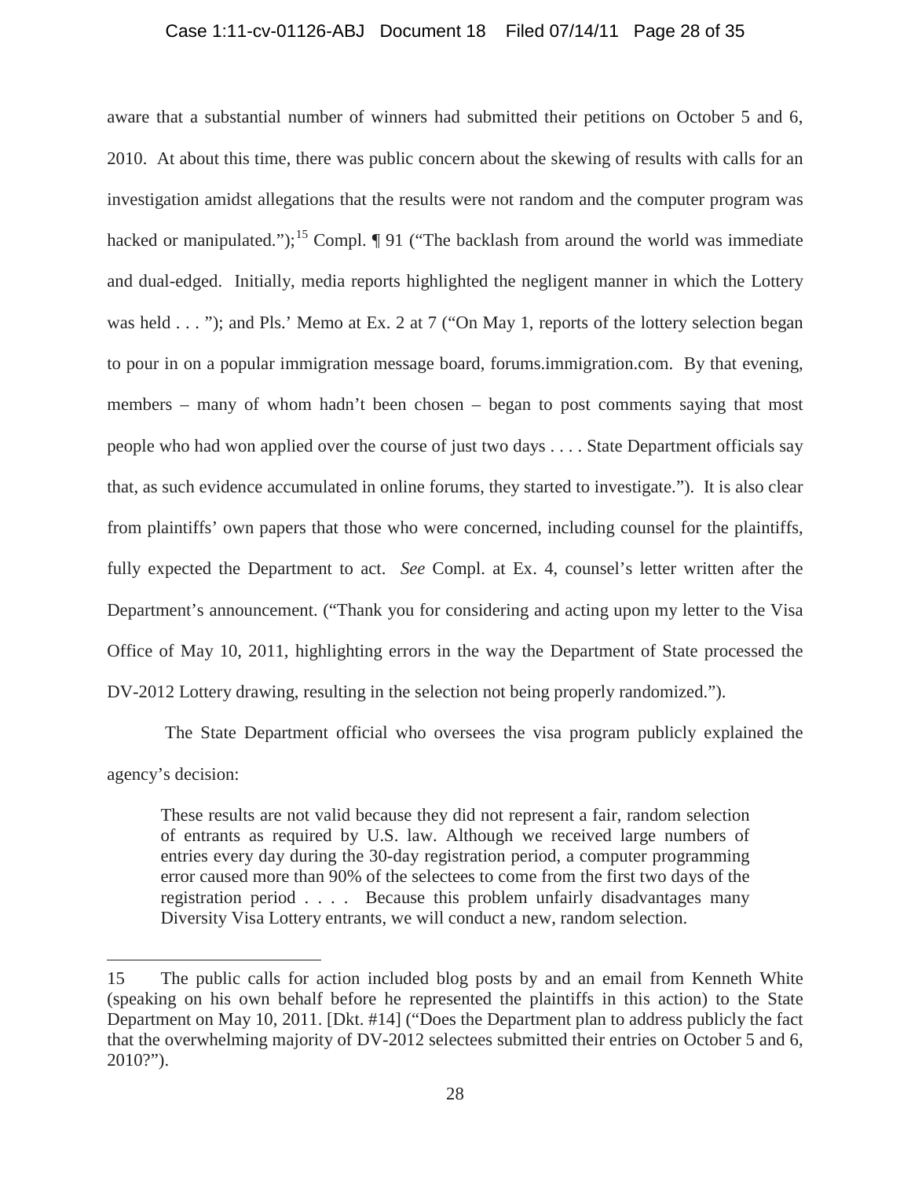aware that a substantial number of winners had submitted their petitions on October 5 and 6, 2010. At about this time, there was public concern about the skewing of results with calls for an investigation amidst allegations that the results were not random and the computer program was hacked or manipulated.");[15] Compl. ¶ 91 ("The backlash from around the world was immediate and dual-edged. Initially, media reports highlighted the negligent manner in which the Lottery was held . . . "); and Pls.' Memo at Ex. 2 at 7 ("On May 1, reports of the lottery selection began to pour in on a popular immigration message board, forums.immigration.com. By that evening, members – many of whom hadn't been chosen – began to post comments saying that most people who had won applied over the course of just two days . . . . State Department officials say that, as such evidence accumulated in online forums, they started to investigate."). It is also clear from plaintiffs' own papers that those who were concerned, including counsel for the plaintiffs, fully expected the Department to act. *See* Compl. at Ex. 4, counsel's letter written after the Department's announcement. ("Thank you for considering and acting upon my letter to the Visa Office of May 10, 2011, highlighting errors in the way the Department of State processed the DV-2012 Lottery drawing, resulting in the selection not being properly randomized.").

The State Department official who oversees the visa program publicly explained the agency's decision:

> These results are not valid because they did not represent a fair, random selection of entrants as required by U.S. law. Although we received large numbers of entries every day during the 30-day registration period, a computer programming error caused more than 90% of the selectees to come from the first two days of the registration period . . . . Because this problem unfairly disadvantages many Diversity Visa Lottery entrants, we will conduct a new, random selection.

---

15 The public calls for action included blog posts by and an email from Kenneth White (speaking on his own behalf before he represented the plaintiffs in this action) to the State Department on May 10, 2011. [Dkt. #14] ("Does the Department plan to address publicly the fact that the overwhelming majority of DV-2012 selectees submitted their entries on October 5 and 6, 2010?").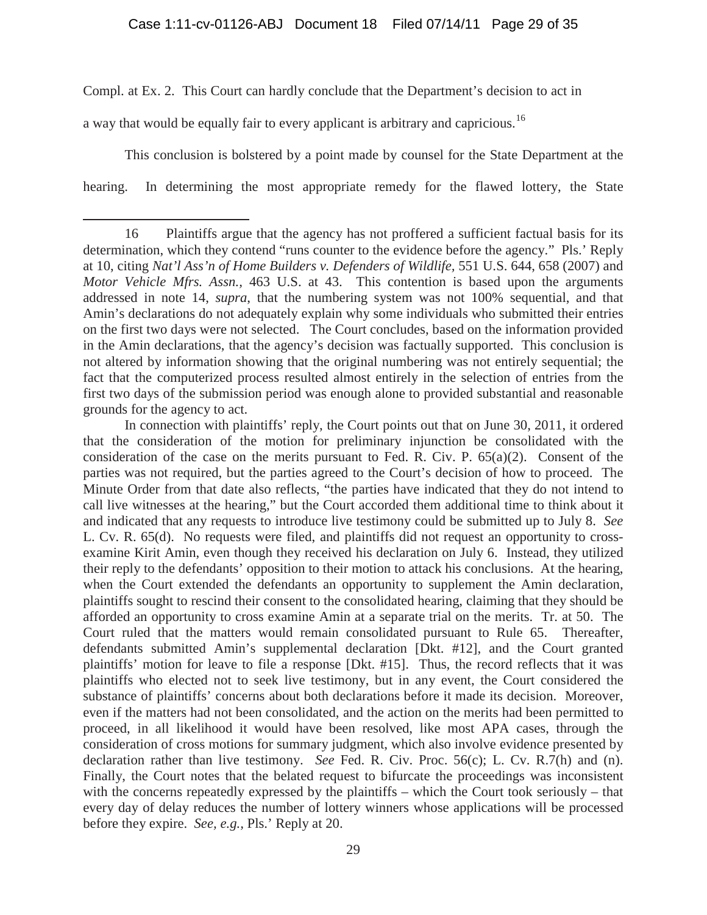Compl. at Ex. 2. This Court can hardly conclude that the Department's decision to act in a way that would be equally fair to every applicant is arbitrary and capricious.[16]

This conclusion is bolstered by a point made by counsel for the State Department at the hearing. In determining the most appropriate remedy for the flawed lottery, the State

---

16 Plaintiffs argue that the agency has not proffered a sufficient factual basis for its determination, which they contend "runs counter to the evidence before the agency." Pls.' Reply at 10, citing *Nat'l Ass'n of Home Builders v. Defenders of Wildlife*, 551 U.S. 644, 658 (2007) and *Motor Vehicle Mfrs. Assn.*, 463 U.S. at 43. This contention is based upon the arguments addressed in note 14, *supra*, that the numbering system was not 100% sequential, and that Amin's declarations do not adequately explain why some individuals who submitted their entries on the first two days were not selected. The Court concludes, based on the information provided in the Amin declarations, that the agency's decision was factually supported. This conclusion is not altered by information showing that the original numbering was not entirely sequential; the fact that the computerized process resulted almost entirely in the selection of entries from the first two days of the submission period was enough alone to provided substantial and reasonable grounds for the agency to act.

In connection with plaintiffs' reply, the Court points out that on June 30, 2011, it ordered that the consideration of the motion for preliminary injunction be consolidated with the consideration of the case on the merits pursuant to Fed. R. Civ. P. 65(a)(2). Consent of the parties was not required, but the parties agreed to the Court's decision of how to proceed. The Minute Order from that date also reflects, "the parties have indicated that they do not intend to call live witnesses at the hearing," but the Court accorded them additional time to think about it and indicated that any requests to introduce live testimony could be submitted up to July 8. *See* L. Cv. R. 65(d). No requests were filed, and plaintiffs did not request an opportunity to cross-examine Kirit Amin, even though they received his declaration on July 6. Instead, they utilized their reply to the defendants' opposition to their motion to attack his conclusions. At the hearing, when the Court extended the defendants an opportunity to supplement the Amin declaration, plaintiffs sought to rescind their consent to the consolidated hearing, claiming that they should be afforded an opportunity to cross examine Amin at a separate trial on the merits. Tr. at 50. The Court ruled that the matters would remain consolidated pursuant to Rule 65. Thereafter, defendants submitted Amin's supplemental declaration [Dkt. #12], and the Court granted plaintiffs' motion for leave to file a response [Dkt. #15]. Thus, the record reflects that it was plaintiffs who elected not to seek live testimony, but in any event, the Court considered the substance of plaintiffs' concerns about both declarations before it made its decision. Moreover, even if the matters had not been consolidated, and the action on the merits had been permitted to proceed, in all likelihood it would have been resolved, like most APA cases, through the consideration of cross motions for summary judgment, which also involve evidence presented by declaration rather than live testimony. *See* Fed. R. Civ. Proc. 56(c); L. Cv. R.7(h) and (n). Finally, the Court notes that the belated request to bifurcate the proceedings was inconsistent with the concerns repeatedly expressed by the plaintiffs – which the Court took seriously – that every day of delay reduces the number of lottery winners whose applications will be processed before they expire. *See, e.g.,* Pls.' Reply at 20.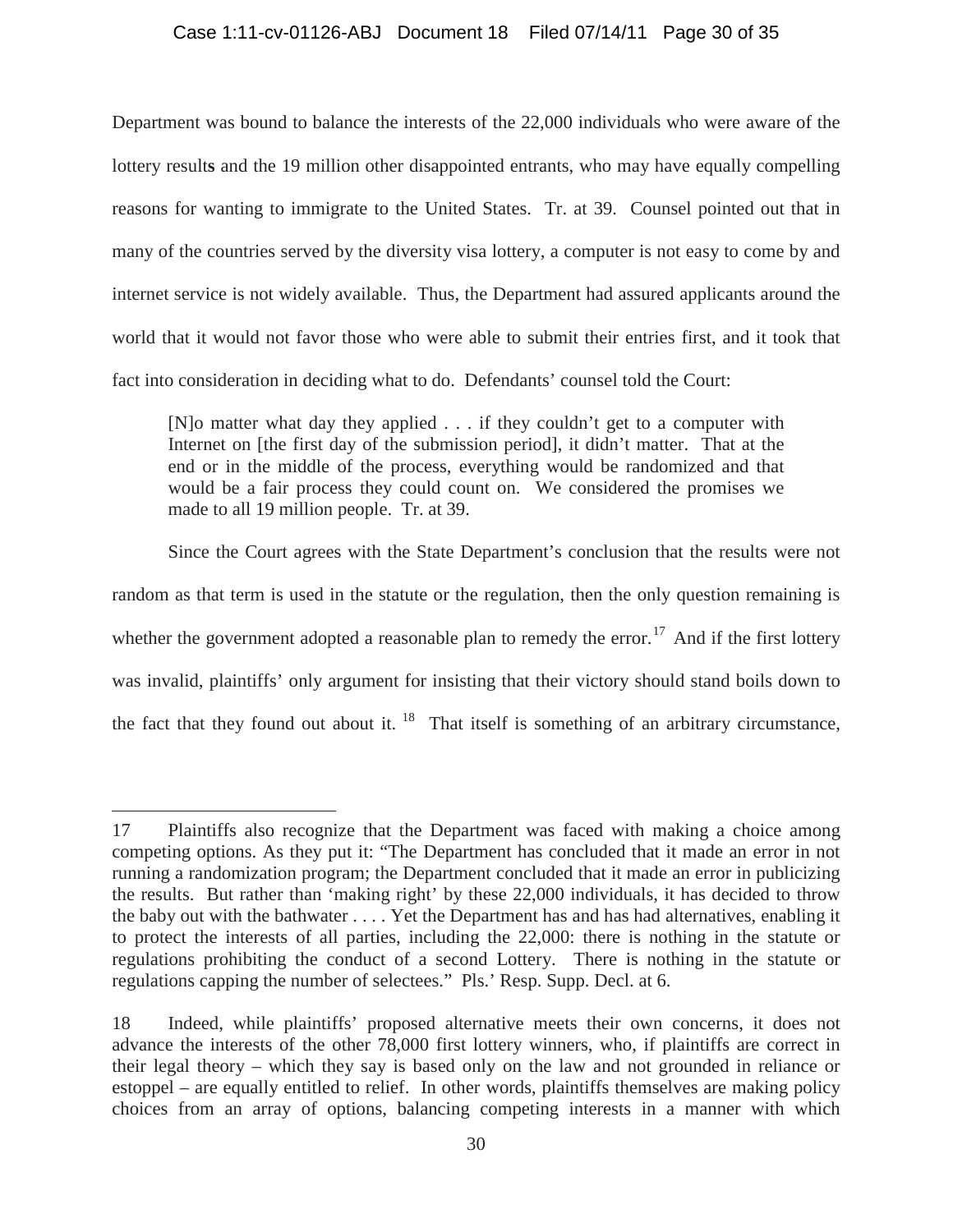Department was bound to balance the interests of the 22,000 individuals who were aware of the lottery results and the 19 million other disappointed entrants, who may have equally compelling reasons for wanting to immigrate to the United States. Tr. at 39. Counsel pointed out that in many of the countries served by the diversity visa lottery, a computer is not easy to come by and internet service is not widely available. Thus, the Department had assured applicants around the world that it would not favor those who were able to submit their entries first, and it took that fact into consideration in deciding what to do. Defendants' counsel told the Court:

> [N]o matter what day they applied . . . if they couldn't get to a computer with Internet on [the first day of the submission period], it didn't matter. That at the end or in the middle of the process, everything would be randomized and that would be a fair process they could count on. We considered the promises we made to all 19 million people. Tr. at 39.

Since the Court agrees with the State Department's conclusion that the results were not random as that term is used in the statute or the regulation, then the only question remaining is whether the government adopted a reasonable plan to remedy the error.[17] And if the first lottery was invalid, plaintiffs' only argument for insisting that their victory should stand boils down to the fact that they found out about it.[18] That itself is something of an arbitrary circumstance,

---

17 Plaintiffs also recognize that the Department was faced with making a choice among competing options. As they put it: "The Department has concluded that it made an error in not running a randomization program; the Department concluded that it made an error in publicizing the results. But rather than 'making right' by these 22,000 individuals, it has decided to throw the baby out with the bathwater . . . . Yet the Department has and has had alternatives, enabling it to protect the interests of all parties, including the 22,000: there is nothing in the statute or regulations prohibiting the conduct of a second Lottery. There is nothing in the statute or regulations capping the number of selectees." Pls.' Resp. Supp. Decl. at 6.

18 Indeed, while plaintiffs' proposed alternative meets their own concerns, it does not advance the interests of the other 78,000 first lottery winners, who, if plaintiffs are correct in their legal theory – which they say is based only on the law and not grounded in reliance or estoppel – are equally entitled to relief. In other words, plaintiffs themselves are making policy choices from an array of options, balancing competing interests in a manner with which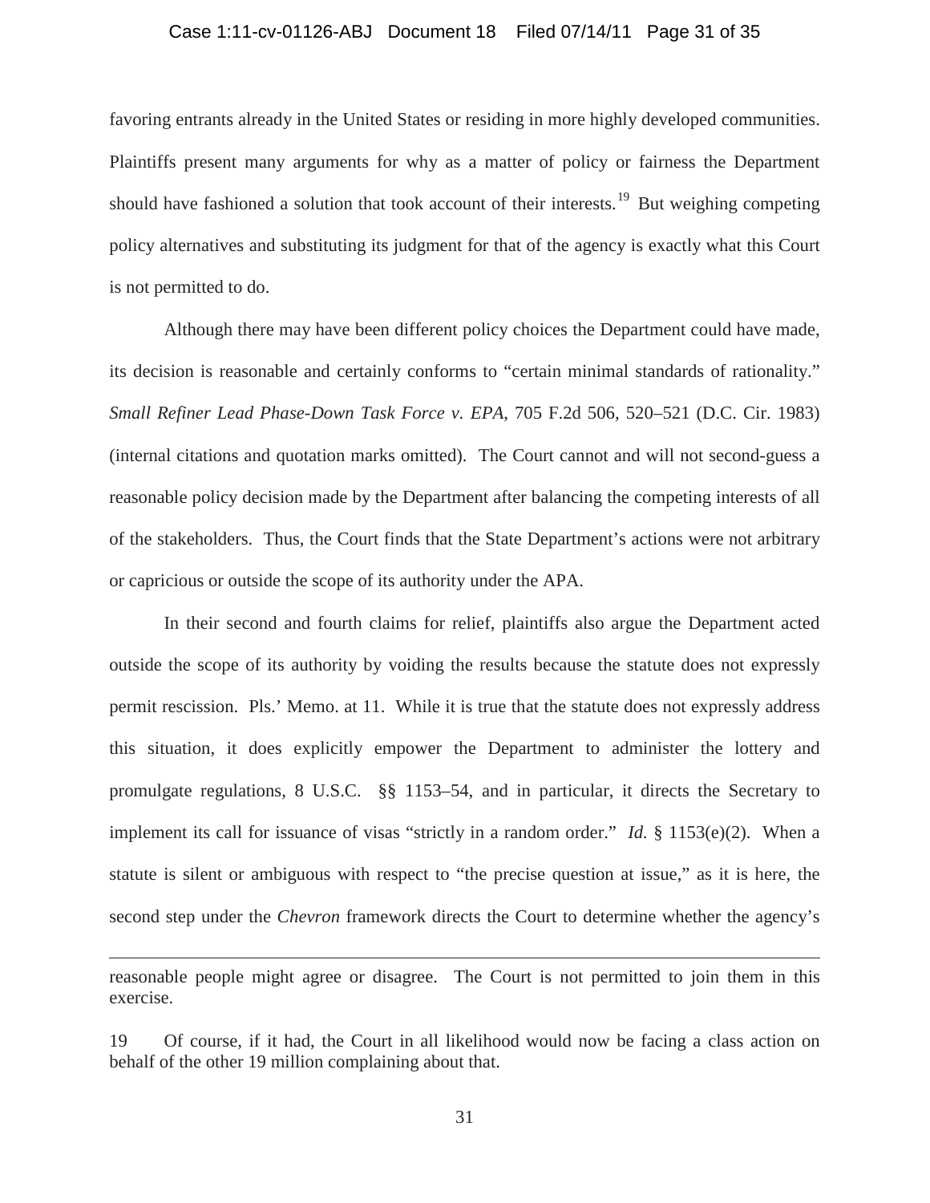favoring entrants already in the United States or residing in more highly developed communities. Plaintiffs present many arguments for why as a matter of policy or fairness the Department should have fashioned a solution that took account of their interests.[19] But weighing competing policy alternatives and substituting its judgment for that of the agency is exactly what this Court is not permitted to do.

Although there may have been different policy choices the Department could have made, its decision is reasonable and certainly conforms to "certain minimal standards of rationality." *Small Refiner Lead Phase-Down Task Force v. EPA*, 705 F.2d 506, 520–521 (D.C. Cir. 1983) (internal citations and quotation marks omitted). The Court cannot and will not second-guess a reasonable policy decision made by the Department after balancing the competing interests of all of the stakeholders. Thus, the Court finds that the State Department's actions were not arbitrary or capricious or outside the scope of its authority under the APA.

In their second and fourth claims for relief, plaintiffs also argue the Department acted outside the scope of its authority by voiding the results because the statute does not expressly permit rescission. Pls.' Memo. at 11. While it is true that the statute does not expressly address this situation, it does explicitly empower the Department to administer the lottery and promulgate regulations, 8 U.S.C. §§ 1153–54, and in particular, it directs the Secretary to implement its call for issuance of visas "strictly in a random order." *Id.* § 1153(e)(2). When a statute is silent or ambiguous with respect to "the precise question at issue," as it is here, the second step under the *Chevron* framework directs the Court to determine whether the agency's

---

reasonable people might agree or disagree. The Court is not permitted to join them in this exercise.

19 Of course, if it had, the Court in all likelihood would now be facing a class action on behalf of the other 19 million complaining about that.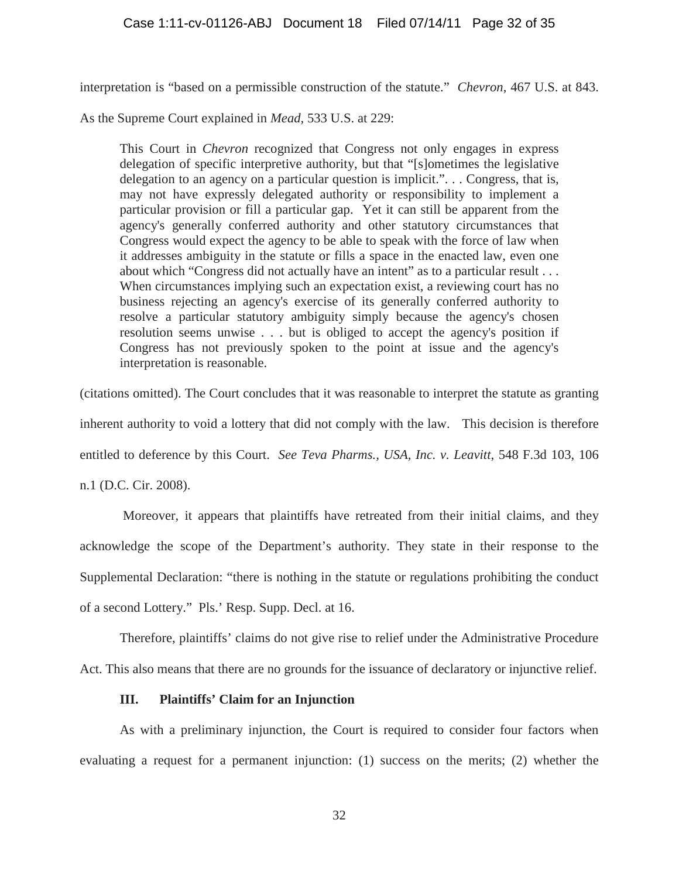interpretation is "based on a permissible construction of the statute." *Chevron*, 467 U.S. at 843. As the Supreme Court explained in *Mead*, 533 U.S. at 229:

> This Court in *Chevron* recognized that Congress not only engages in express delegation of specific interpretive authority, but that "[s]ometimes the legislative delegation to an agency on a particular question is implicit.". . . Congress, that is, may not have expressly delegated authority or responsibility to implement a particular provision or fill a particular gap. Yet it can still be apparent from the agency's generally conferred authority and other statutory circumstances that Congress would expect the agency to be able to speak with the force of law when it addresses ambiguity in the statute or fills a space in the enacted law, even one about which "Congress did not actually have an intent" as to a particular result . . . When circumstances implying such an expectation exist, a reviewing court has no business rejecting an agency's exercise of its generally conferred authority to resolve a particular statutory ambiguity simply because the agency's chosen resolution seems unwise . . . but is obliged to accept the agency's position if Congress has not previously spoken to the point at issue and the agency's interpretation is reasonable.

(citations omitted). The Court concludes that it was reasonable to interpret the statute as granting inherent authority to void a lottery that did not comply with the law. This decision is therefore entitled to deference by this Court. *See Teva Pharms., USA, Inc. v. Leavitt*, 548 F.3d 103, 106 n.1 (D.C. Cir. 2008).

Moreover, it appears that plaintiffs have retreated from their initial claims, and they acknowledge the scope of the Department's authority. They state in their response to the Supplemental Declaration: "there is nothing in the statute or regulations prohibiting the conduct of a second Lottery." Pls.' Resp. Supp. Decl. at 16.

Therefore, plaintiffs' claims do not give rise to relief under the Administrative Procedure Act. This also means that there are no grounds for the issuance of declaratory or injunctive relief.

### III. Plaintiffs' Claim for an Injunction

As with a preliminary injunction, the Court is required to consider four factors when evaluating a request for a permanent injunction: (1) success on the merits; (2) whether the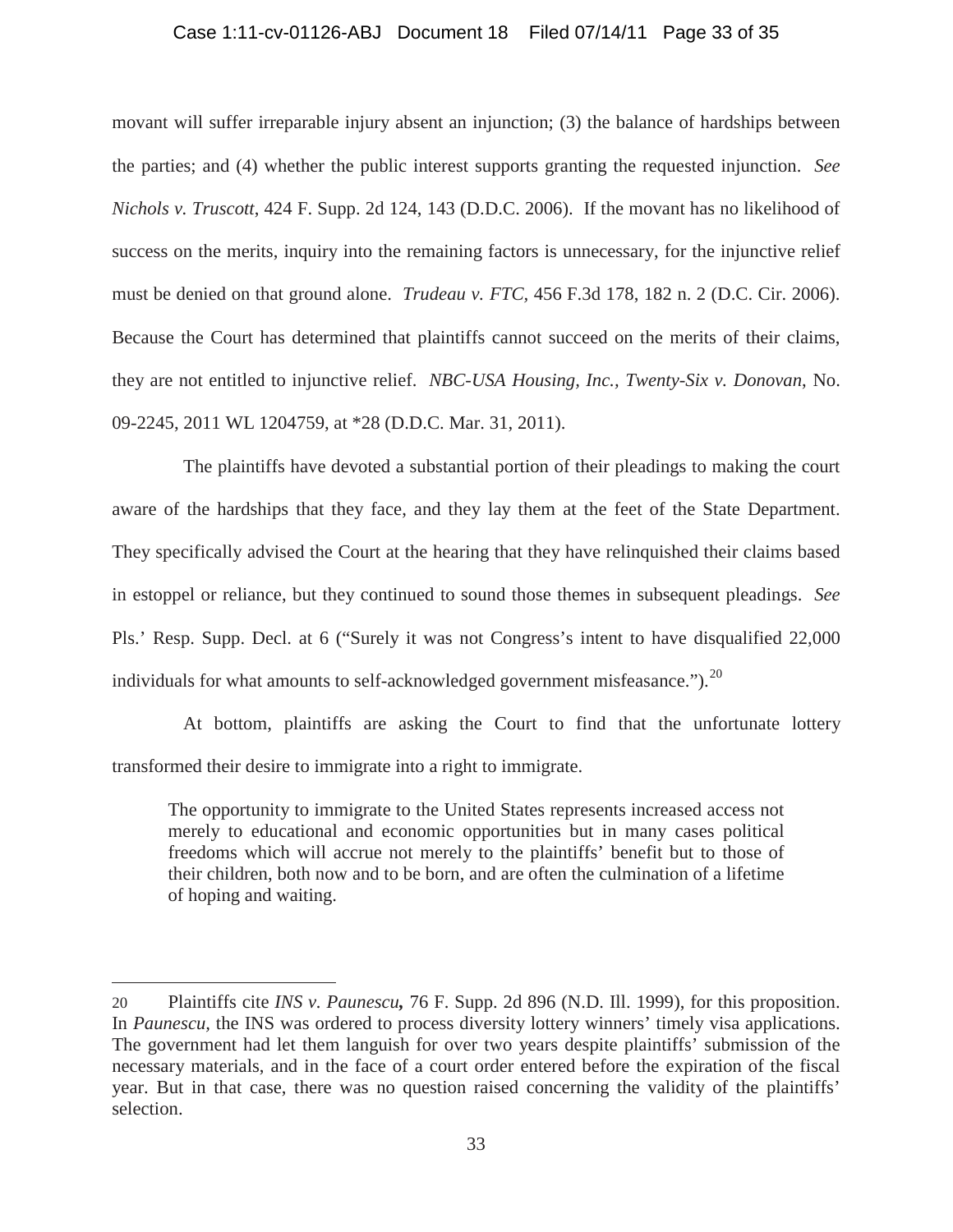movant will suffer irreparable injury absent an injunction; (3) the balance of hardships between the parties; and (4) whether the public interest supports granting the requested injunction. *See Nichols v. Truscott*, 424 F. Supp. 2d 124, 143 (D.D.C. 2006). If the movant has no likelihood of success on the merits, inquiry into the remaining factors is unnecessary, for the injunctive relief must be denied on that ground alone. *Trudeau v. FTC*, 456 F.3d 178, 182 n. 2 (D.C. Cir. 2006). Because the Court has determined that plaintiffs cannot succeed on the merits of their claims, they are not entitled to injunctive relief. *NBC-USA Housing, Inc., Twenty-Six v. Donovan*, No. 09-2245, 2011 WL 1204759, at *28 (D.D.C. Mar. 31, 2011).

The plaintiffs have devoted a substantial portion of their pleadings to making the court aware of the hardships that they face, and they lay them at the feet of the State Department. They specifically advised the Court at the hearing that they have relinquished their claims based in estoppel or reliance, but they continued to sound those themes in subsequent pleadings. *See* Pls.' Resp. Supp. Decl. at 6 ("Surely it was not Congress's intent to have disqualified 22,000 individuals for what amounts to self-acknowledged government misfeasance.").[20]

At bottom, plaintiffs are asking the Court to find that the unfortunate lottery transformed their desire to immigrate into a right to immigrate.

> The opportunity to immigrate to the United States represents increased access not merely to educational and economic opportunities but in many cases political freedoms which will accrue not merely to the plaintiffs' benefit but to those of their children, both now and to be born, and are often the culmination of a lifetime of hoping and waiting.

---

20 Plaintiffs cite ***INS v. Paunescu*,** 76 F. Supp. 2d 896 (N.D. Ill. 1999), for this proposition. In *Paunescu*, the INS was ordered to process diversity lottery winners' timely visa applications. The government had let them languish for over two years despite plaintiffs' submission of the necessary materials, and in the face of a court order entered before the expiration of the fiscal year. But in that case, there was no question raised concerning the validity of the plaintiffs' selection.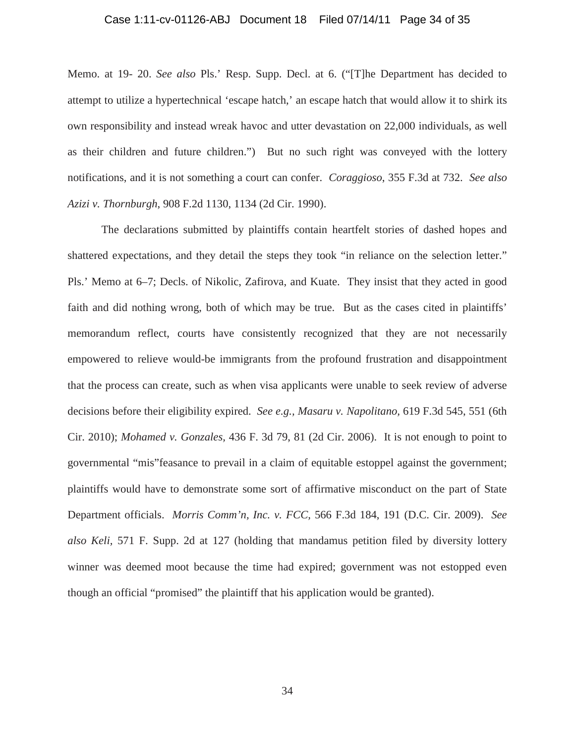Memo. at 19- 20. *See also* Pls.' Resp. Supp. Decl. at 6. ("[T]he Department has decided to attempt to utilize a hypertechnical 'escape hatch,' an escape hatch that would allow it to shirk its own responsibility and instead wreak havoc and utter devastation on 22,000 individuals, as well as their children and future children.") But no such right was conveyed with the lottery notifications, and it is not something a court can confer. *Coraggioso*, 355 F.3d at 732. *See also Azizi v. Thornburgh*, 908 F.2d 1130, 1134 (2d Cir. 1990).

The declarations submitted by plaintiffs contain heartfelt stories of dashed hopes and shattered expectations, and they detail the steps they took "in reliance on the selection letter." Pls.' Memo at 6–7; Decls. of Nikolic, Zafirova, and Kuate. They insist that they acted in good faith and did nothing wrong, both of which may be true. But as the cases cited in plaintiffs' memorandum reflect, courts have consistently recognized that they are not necessarily empowered to relieve would-be immigrants from the profound frustration and disappointment that the process can create, such as when visa applicants were unable to seek review of adverse decisions before their eligibility expired. *See e.g., Masaru v. Napolitano*, 619 F.3d 545, 551 (6th Cir. 2010); *Mohamed v. Gonzales*, 436 F. 3d 79, 81 (2d Cir. 2006). It is not enough to point to governmental "mis"feasance to prevail in a claim of equitable estoppel against the government; plaintiffs would have to demonstrate some sort of affirmative misconduct on the part of State Department officials. *Morris Comm'n, Inc. v. FCC*, 566 F.3d 184, 191 (D.C. Cir. 2009). *See also Keli*, 571 F. Supp. 2d at 127 (holding that mandamus petition filed by diversity lottery winner was deemed moot because the time had expired; government was not estopped even though an official "promised" the plaintiff that his application would be granted).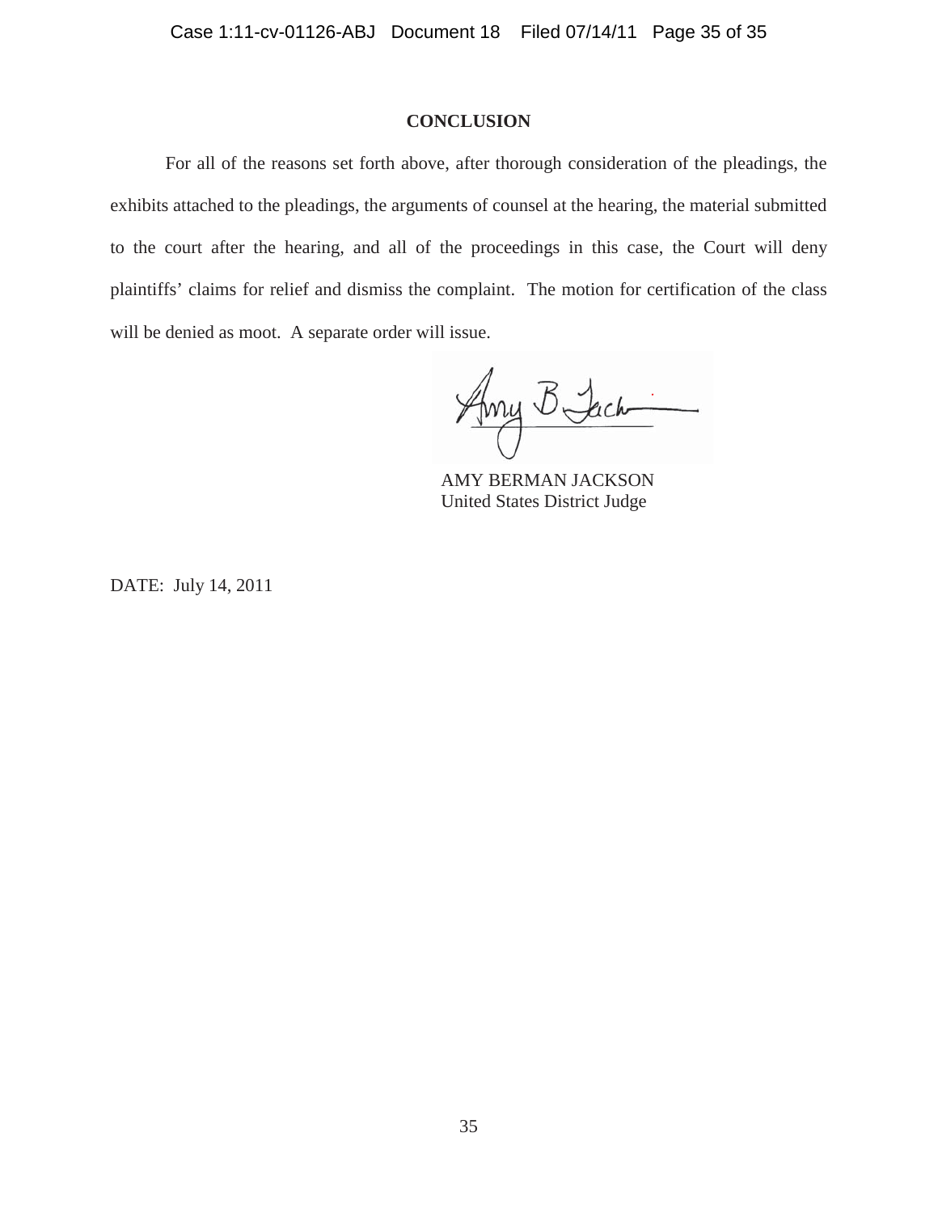## CONCLUSION

For all of the reasons set forth above, after thorough consideration of the pleadings, the exhibits attached to the pleadings, the arguments of counsel at the hearing, the material submitted to the court after the hearing, and all of the proceedings in this case, the Court will deny plaintiffs' claims for relief and dismiss the complaint. The motion for certification of the class will be denied as moot. A separate order will issue.

AMY BERMAN JACKSON
United States District Judge

DATE: July 14, 2011